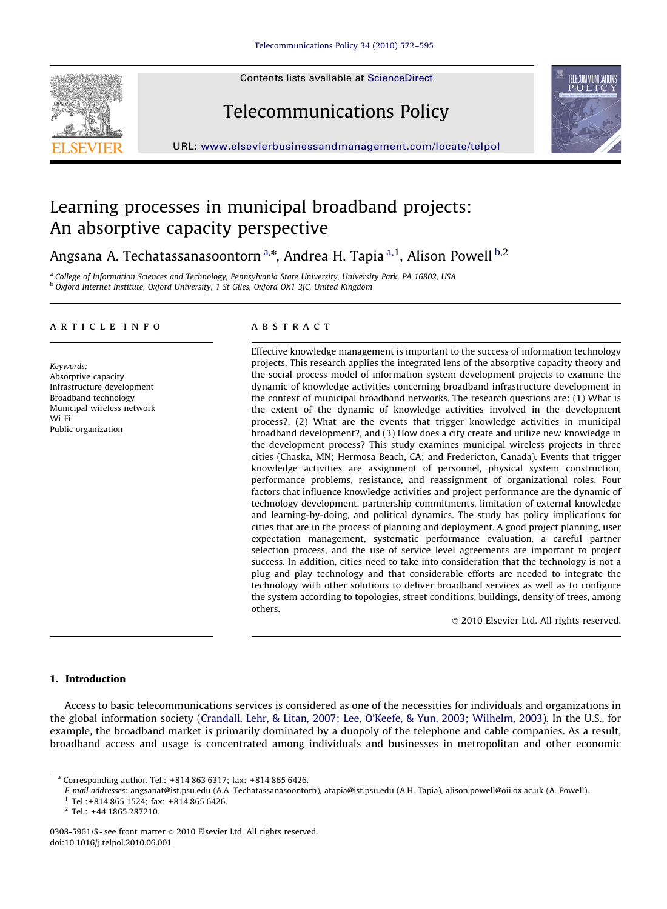Contents lists available at ScienceDirect

# Telecommunications Policy

URL: www.elsevierbusinessandmanagement.com/locate/telpol

# Learning processes in municipal broadband projects: An absorptive capacity perspective

Angsana A. Techatassanasoontorn [a,*], Andrea H. Tapia [a,1], Alison Powell [b,2]

[a] *College of Information Sciences and Technology, Pennsylvania State University, University Park, PA 16802, USA*
[b] *Oxford Internet Institute, Oxford University, 1 St Giles, Oxford OX1 3JC, United Kingdom*

## ARTICLE INFO

*Keywords:*
Absorptive capacity
Infrastructure development
Broadband technology
Municipal wireless network
Wi-Fi
Public organization

## ABSTRACT

Effective knowledge management is important to the success of information technology projects. This research applies the integrated lens of the absorptive capacity theory and the social process model of information system development projects to examine the dynamic of knowledge activities concerning broadband infrastructure development in the context of municipal broadband networks. The research questions are: (1) What is the extent of the dynamic of knowledge activities involved in the development process?, (2) What are the events that trigger knowledge activities in municipal broadband development?, and (3) How does a city create and utilize new knowledge in the development process? This study examines municipal wireless projects in three cities (Chaska, MN; Hermosa Beach, CA; and Fredericton, Canada). Events that trigger knowledge activities are assignment of personnel, physical system construction, performance problems, resistance, and reassignment of organizational roles. Four factors that influence knowledge activities and project performance are the dynamic of technology development, partnership commitments, limitation of external knowledge and learning-by-doing, and political dynamics. The study has policy implications for cities that are in the process of planning and deployment. A good project planning, user expectation management, systematic performance evaluation, a careful partner selection process, and the use of service level agreements are important to project success. In addition, cities need to take into consideration that the technology is not a plug and play technology and that considerable efforts are needed to integrate the technology with other solutions to deliver broadband services as well as to configure the system according to topologies, street conditions, buildings, density of trees, among others.

© 2010 Elsevier Ltd. All rights reserved.

## 1. Introduction

Access to basic telecommunications services is considered as one of the necessities for individuals and organizations in the global information society (Crandall, Lehr, & Litan, 2007; Lee, O'Keefe, & Yun, 2003; Wilhelm, 2003). In the U.S., for example, the broadband market is primarily dominated by a duopoly of the telephone and cable companies. As a result, broadband access and usage is concentrated among individuals and businesses in metropolitan and other economic

---

* Corresponding author. Tel.: +814 863 6317; fax: +814 865 6426.
*E-mail addresses:* angsanat@ist.psu.edu (A.A. Techatassanasoontorn), atapia@ist.psu.edu (A.H. Tapia), alison.powell@oii.ox.ac.uk (A. Powell).
[1] Tel.:+814 865 1524; fax: +814 865 6426.
[2] Tel.: +44 1865 287210.

0308-5961/$ - see front matter © 2010 Elsevier Ltd. All rights reserved.
doi:10.1016/j.telpol.2010.06.001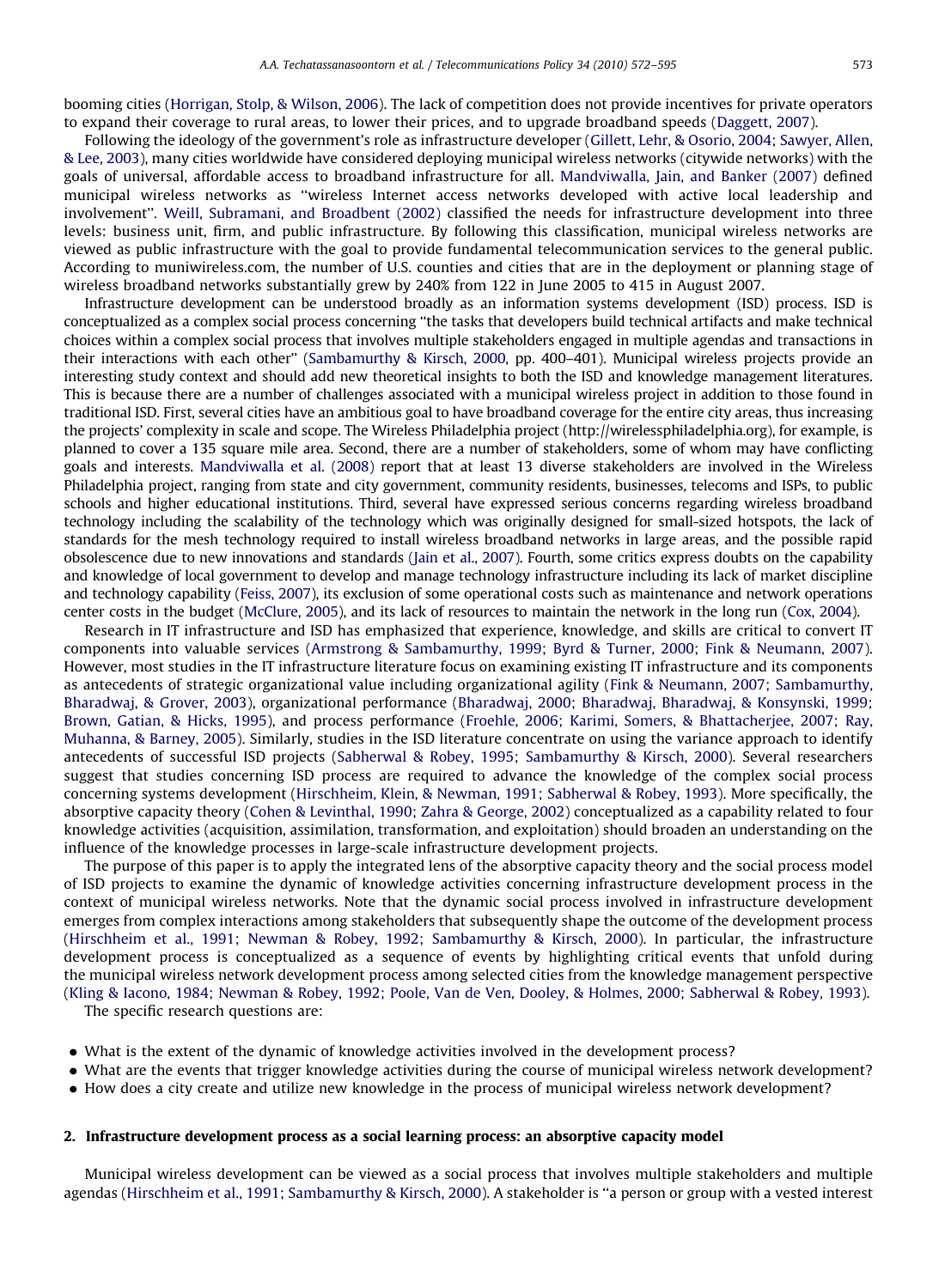booming cities (Horrigan, Stolp, & Wilson, 2006). The lack of competition does not provide incentives for private operators to expand their coverage to rural areas, to lower their prices, and to upgrade broadband speeds (Daggett, 2007).

Following the ideology of the government's role as infrastructure developer (Gillett, Lehr, & Osorio, 2004; Sawyer, Allen, & Lee, 2003), many cities worldwide have considered deploying municipal wireless networks (citywide networks) with the goals of universal, affordable access to broadband infrastructure for all. Mandviwalla, Jain, and Banker (2007) defined municipal wireless networks as ''wireless Internet access networks developed with active local leadership and involvement''. Weill, Subramani, and Broadbent (2002) classified the needs for infrastructure development into three levels: business unit, firm, and public infrastructure. By following this classification, municipal wireless networks are viewed as public infrastructure with the goal to provide fundamental telecommunication services to the general public. According to muniwireless.com, the number of U.S. counties and cities that are in the deployment or planning stage of wireless broadband networks substantially grew by 240% from 122 in June 2005 to 415 in August 2007.

Infrastructure development can be understood broadly as an information systems development (ISD) process. ISD is conceptualized as a complex social process concerning ''the tasks that developers build technical artifacts and make technical choices within a complex social process that involves multiple stakeholders engaged in multiple agendas and transactions in their interactions with each other'' (Sambamurthy & Kirsch, 2000, pp. 400–401). Municipal wireless projects provide an interesting study context and should add new theoretical insights to both the ISD and knowledge management literatures. This is because there are a number of challenges associated with a municipal wireless project in addition to those found in traditional ISD. First, several cities have an ambitious goal to have broadband coverage for the entire city areas, thus increasing the projects' complexity in scale and scope. The Wireless Philadelphia project (http://wirelessphiladelphia.org), for example, is planned to cover a 135 square mile area. Second, there are a number of stakeholders, some of whom may have conflicting goals and interests. Mandviwalla et al. (2008) report that at least 13 diverse stakeholders are involved in the Wireless Philadelphia project, ranging from state and city government, community residents, businesses, telecoms and ISPs, to public schools and higher educational institutions. Third, several have expressed serious concerns regarding wireless broadband technology including the scalability of the technology which was originally designed for small-sized hotspots, the lack of standards for the mesh technology required to install wireless broadband networks in large areas, and the possible rapid obsolescence due to new innovations and standards (Jain et al., 2007). Fourth, some critics express doubts on the capability and knowledge of local government to develop and manage technology infrastructure including its lack of market discipline and technology capability (Feiss, 2007), its exclusion of some operational costs such as maintenance and network operations center costs in the budget (McClure, 2005), and its lack of resources to maintain the network in the long run (Cox, 2004).

Research in IT infrastructure and ISD has emphasized that experience, knowledge, and skills are critical to convert IT components into valuable services (Armstrong & Sambamurthy, 1999; Byrd & Turner, 2000; Fink & Neumann, 2007). However, most studies in the IT infrastructure literature focus on examining existing IT infrastructure and its components as antecedents of strategic organizational value including organizational agility (Fink & Neumann, 2007; Sambamurthy, Bharadwaj, & Grover, 2003), organizational performance (Bharadwaj, 2000; Bharadwaj, Bharadwaj, & Konsynski, 1999; Brown, Gatian, & Hicks, 1995), and process performance (Froehle, 2006; Karimi, Somers, & Bhattacherjee, 2007; Ray, Muhanna, & Barney, 2005). Similarly, studies in the ISD literature concentrate on using the variance approach to identify antecedents of successful ISD projects (Sabherwal & Robey, 1995; Sambamurthy & Kirsch, 2000). Several researchers suggest that studies concerning ISD process are required to advance the knowledge of the complex social process concerning systems development (Hirschheim, Klein, & Newman, 1991; Sabherwal & Robey, 1993). More specifically, the absorptive capacity theory (Cohen & Levinthal, 1990; Zahra & George, 2002) conceptualized as a capability related to four knowledge activities (acquisition, assimilation, transformation, and exploitation) should broaden an understanding on the influence of the knowledge processes in large-scale infrastructure development projects.

The purpose of this paper is to apply the integrated lens of the absorptive capacity theory and the social process model of ISD projects to examine the dynamic of knowledge activities concerning infrastructure development process in the context of municipal wireless networks. Note that the dynamic social process involved in infrastructure development emerges from complex interactions among stakeholders that subsequently shape the outcome of the development process (Hirschheim et al., 1991; Newman & Robey, 1992; Sambamurthy & Kirsch, 2000). In particular, the infrastructure development process is conceptualized as a sequence of events by highlighting critical events that unfold during the municipal wireless network development process among selected cities from the knowledge management perspective (Kling & Iacono, 1984; Newman & Robey, 1992; Poole, Van de Ven, Dooley, & Holmes, 2000; Sabherwal & Robey, 1993).

The specific research questions are:

- What is the extent of the dynamic of knowledge activities involved in the development process?
- What are the events that trigger knowledge activities during the course of municipal wireless network development?
- How does a city create and utilize new knowledge in the process of municipal wireless network development?

## 2. Infrastructure development process as a social learning process: an absorptive capacity model

Municipal wireless development can be viewed as a social process that involves multiple stakeholders and multiple agendas (Hirschheim et al., 1991; Sambamurthy & Kirsch, 2000). A stakeholder is ''a person or group with a vested interest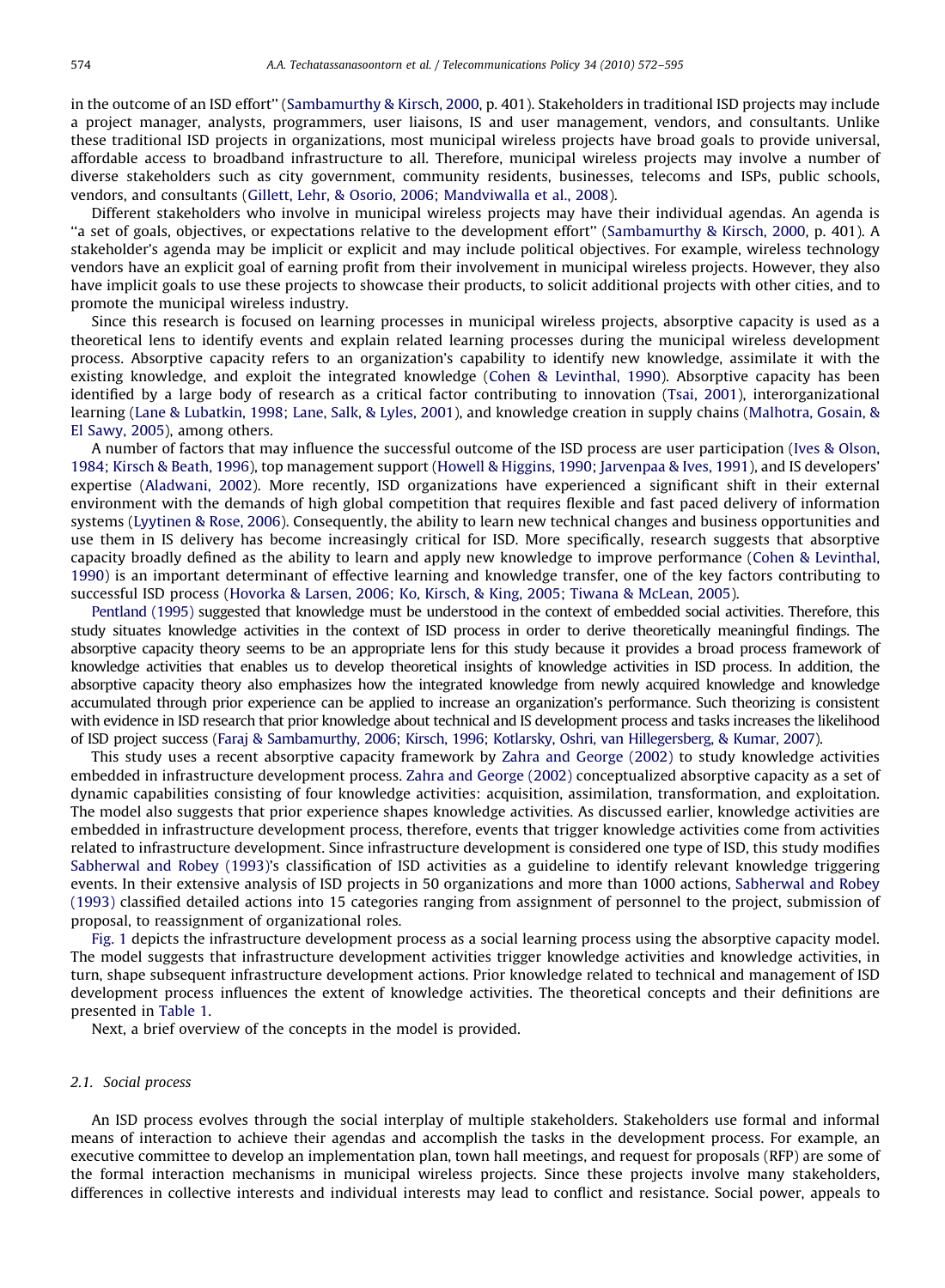in the outcome of an ISD effort'' (Sambamurthy & Kirsch, 2000, p. 401). Stakeholders in traditional ISD projects may include a project manager, analysts, programmers, user liaisons, IS and user management, vendors, and consultants. Unlike these traditional ISD projects in organizations, most municipal wireless projects have broad goals to provide universal, affordable access to broadband infrastructure to all. Therefore, municipal wireless projects may involve a number of diverse stakeholders such as city government, community residents, businesses, telecoms and ISPs, public schools, vendors, and consultants (Gillett, Lehr, & Osorio, 2006; Mandviwalla et al., 2008).

Different stakeholders who involve in municipal wireless projects may have their individual agendas. An agenda is ''a set of goals, objectives, or expectations relative to the development effort'' (Sambamurthy & Kirsch, 2000, p. 401). A stakeholder's agenda may be implicit or explicit and may include political objectives. For example, wireless technology vendors have an explicit goal of earning profit from their involvement in municipal wireless projects. However, they also have implicit goals to use these projects to showcase their products, to solicit additional projects with other cities, and to promote the municipal wireless industry.

Since this research is focused on learning processes in municipal wireless projects, absorptive capacity is used as a theoretical lens to identify events and explain related learning processes during the municipal wireless development process. Absorptive capacity refers to an organization's capability to identify new knowledge, assimilate it with the existing knowledge, and exploit the integrated knowledge (Cohen & Levinthal, 1990). Absorptive capacity has been identified by a large body of research as a critical factor contributing to innovation (Tsai, 2001), interorganizational learning (Lane & Lubatkin, 1998; Lane, Salk, & Lyles, 2001), and knowledge creation in supply chains (Malhotra, Gosain, & El Sawy, 2005), among others.

A number of factors that may influence the successful outcome of the ISD process are user participation (Ives & Olson, 1984; Kirsch & Beath, 1996), top management support (Howell & Higgins, 1990; Jarvenpaa & Ives, 1991), and IS developers' expertise (Aladwani, 2002). More recently, ISD organizations have experienced a significant shift in their external environment with the demands of high global competition that requires flexible and fast paced delivery of information systems (Lyytinen & Rose, 2006). Consequently, the ability to learn new technical changes and business opportunities and use them in IS delivery has become increasingly critical for ISD. More specifically, research suggests that absorptive capacity broadly defined as the ability to learn and apply new knowledge to improve performance (Cohen & Levinthal, 1990) is an important determinant of effective learning and knowledge transfer, one of the key factors contributing to successful ISD process (Hovorka & Larsen, 2006; Ko, Kirsch, & King, 2005; Tiwana & McLean, 2005).

Pentland (1995) suggested that knowledge must be understood in the context of embedded social activities. Therefore, this study situates knowledge activities in the context of ISD process in order to derive theoretically meaningful findings. The absorptive capacity theory seems to be an appropriate lens for this study because it provides a broad process framework of knowledge activities that enables us to develop theoretical insights of knowledge activities in ISD process. In addition, the absorptive capacity theory also emphasizes how the integrated knowledge from newly acquired knowledge and knowledge accumulated through prior experience can be applied to increase an organization's performance. Such theorizing is consistent with evidence in ISD research that prior knowledge about technical and IS development process and tasks increases the likelihood of ISD project success (Faraj & Sambamurthy, 2006; Kirsch, 1996; Kotlarsky, Oshri, van Hillegersberg, & Kumar, 2007).

This study uses a recent absorptive capacity framework by Zahra and George (2002) to study knowledge activities embedded in infrastructure development process. Zahra and George (2002) conceptualized absorptive capacity as a set of dynamic capabilities consisting of four knowledge activities: acquisition, assimilation, transformation, and exploitation. The model also suggests that prior experience shapes knowledge activities. As discussed earlier, knowledge activities are embedded in infrastructure development process, therefore, events that trigger knowledge activities come from activities related to infrastructure development. Since infrastructure development is considered one type of ISD, this study modifies Sabherwal and Robey (1993)'s classification of ISD activities as a guideline to identify relevant knowledge triggering events. In their extensive analysis of ISD projects in 50 organizations and more than 1000 actions, Sabherwal and Robey (1993) classified detailed actions into 15 categories ranging from assignment of personnel to the project, submission of proposal, to reassignment of organizational roles.

Fig. 1 depicts the infrastructure development process as a social learning process using the absorptive capacity model. The model suggests that infrastructure development activities trigger knowledge activities and knowledge activities, in turn, shape subsequent infrastructure development actions. Prior knowledge related to technical and management of ISD development process influences the extent of knowledge activities. The theoretical concepts and their definitions are presented in Table 1.

Next, a brief overview of the concepts in the model is provided.

### 2.1. Social process

An ISD process evolves through the social interplay of multiple stakeholders. Stakeholders use formal and informal means of interaction to achieve their agendas and accomplish the tasks in the development process. For example, an executive committee to develop an implementation plan, town hall meetings, and request for proposals (RFP) are some of the formal interaction mechanisms in municipal wireless projects. Since these projects involve many stakeholders, differences in collective interests and individual interests may lead to conflict and resistance. Social power, appeals to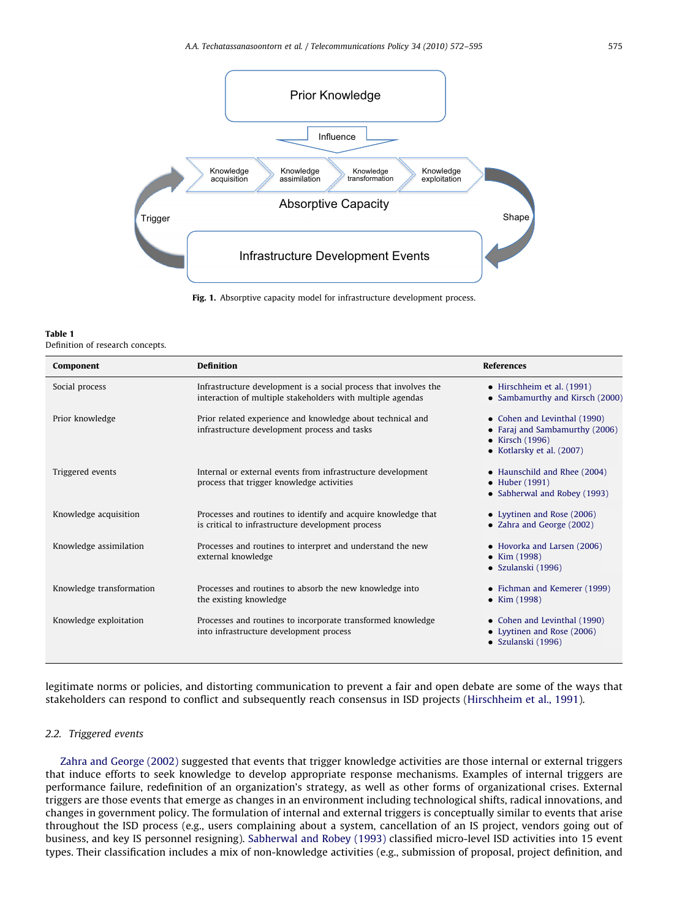Prior Knowledge

Influence

Knowledge acquisition → Knowledge assimilation → Knowledge transformation → Knowledge exploitation

Absorptive Capacity

Trigger

Shape

Infrastructure Development Events

**Fig. 1.** Absorptive capacity model for infrastructure development process.

**Table 1**
Definition of research concepts.

| Component | Definition | References |
|---|---|---|
| Social process | Infrastructure development is a social process that involves the interaction of multiple stakeholders with multiple agendas | • Hirschheim et al. (1991)<br>• Sambamurthy and Kirsch (2000) |
| Prior knowledge | Prior related experience and knowledge about technical and infrastructure development process and tasks | • Cohen and Levinthal (1990)<br>• Faraj and Sambamurthy (2006)<br>• Kirsch (1996)<br>• Kotlarsky et al. (2007) |
| Triggered events | Internal or external events from infrastructure development process that trigger knowledge activities | • Haunschild and Rhee (2004)<br>• Huber (1991)<br>• Sabherwal and Robey (1993) |
| Knowledge acquisition | Processes and routines to identify and acquire knowledge that is critical to infrastructure development process | • Lyytinen and Rose (2006)<br>• Zahra and George (2002) |
| Knowledge assimilation | Processes and routines to interpret and understand the new external knowledge | • Hovorka and Larsen (2006)<br>• Kim (1998)<br>• Szulanski (1996) |
| Knowledge transformation | Processes and routines to absorb the new knowledge into the existing knowledge | • Fichman and Kemerer (1999)<br>• Kim (1998) |
| Knowledge exploitation | Processes and routines to incorporate transformed knowledge into infrastructure development process | • Cohen and Levinthal (1990)<br>• Lyytinen and Rose (2006)<br>• Szulanski (1996) |

legitimate norms or policies, and distorting communication to prevent a fair and open debate are some of the ways that stakeholders can respond to conflict and subsequently reach consensus in ISD projects (Hirschheim et al., 1991).

### 2.2. Triggered events

Zahra and George (2002) suggested that events that trigger knowledge activities are those internal or external triggers that induce efforts to seek knowledge to develop appropriate response mechanisms. Examples of internal triggers are performance failure, redefinition of an organization's strategy, as well as other forms of organizational crises. External triggers are those events that emerge as changes in an environment including technological shifts, radical innovations, and changes in government policy. The formulation of internal and external triggers is conceptually similar to events that arise throughout the ISD process (e.g., users complaining about a system, cancellation of an IS project, vendors going out of business, and key IS personnel resigning). Sabherwal and Robey (1993) classified micro-level ISD activities into 15 event types. Their classification includes a mix of non-knowledge activities (e.g., submission of proposal, project definition, and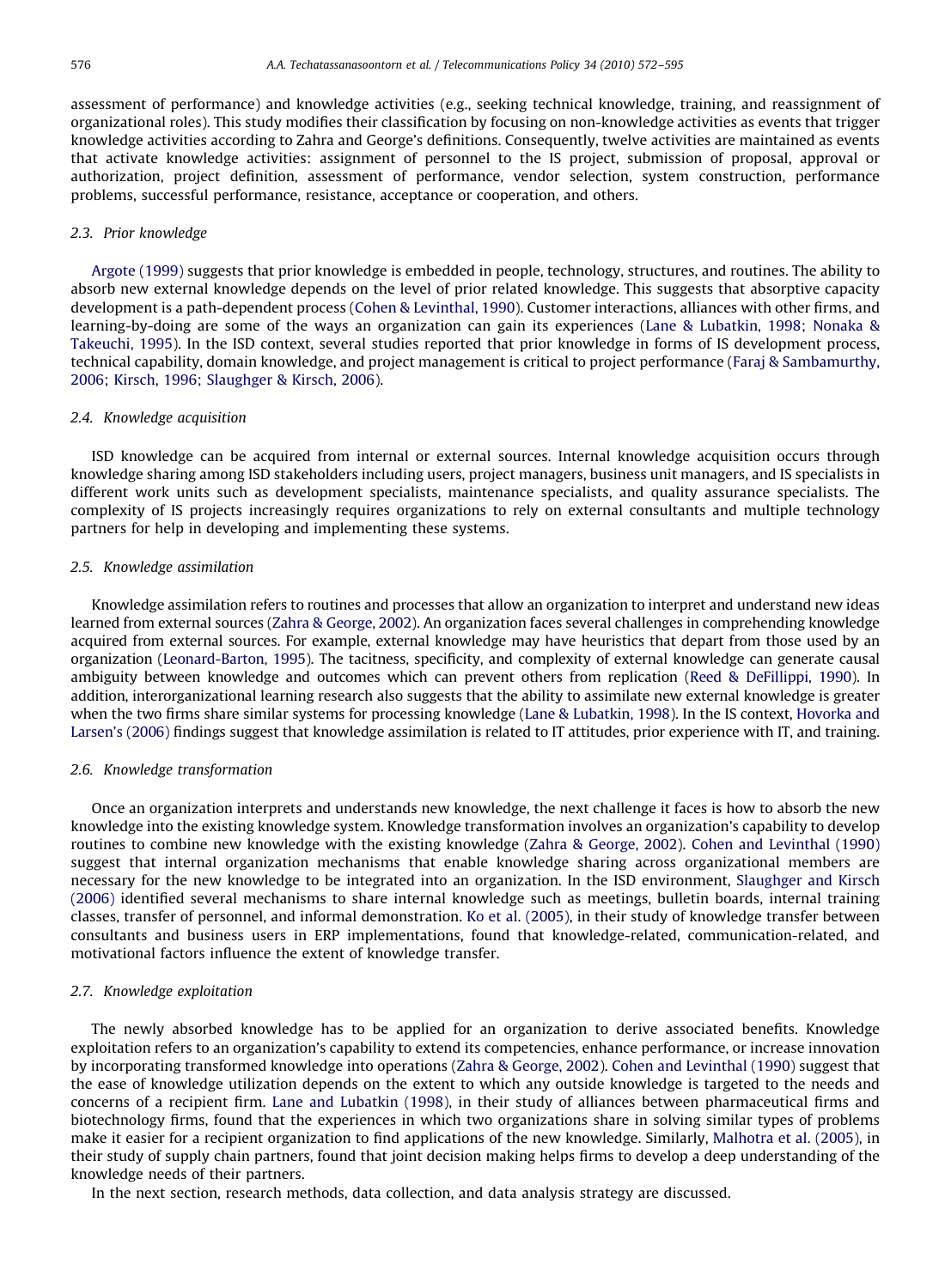assessment of performance) and knowledge activities (e.g., seeking technical knowledge, training, and reassignment of organizational roles). This study modifies their classification by focusing on non-knowledge activities as events that trigger knowledge activities according to Zahra and George's definitions. Consequently, twelve activities are maintained as events that activate knowledge activities: assignment of personnel to the IS project, submission of proposal, approval or authorization, project definition, assessment of performance, vendor selection, system construction, performance problems, successful performance, resistance, acceptance or cooperation, and others.

### 2.3. Prior knowledge

Argote (1999) suggests that prior knowledge is embedded in people, technology, structures, and routines. The ability to absorb new external knowledge depends on the level of prior related knowledge. This suggests that absorptive capacity development is a path-dependent process (Cohen & Levinthal, 1990). Customer interactions, alliances with other firms, and learning-by-doing are some of the ways an organization can gain its experiences (Lane & Lubatkin, 1998; Nonaka & Takeuchi, 1995). In the ISD context, several studies reported that prior knowledge in forms of IS development process, technical capability, domain knowledge, and project management is critical to project performance (Faraj & Sambamurthy, 2006; Kirsch, 1996; Slaughger & Kirsch, 2006).

### 2.4. Knowledge acquisition

ISD knowledge can be acquired from internal or external sources. Internal knowledge acquisition occurs through knowledge sharing among ISD stakeholders including users, project managers, business unit managers, and IS specialists in different work units such as development specialists, maintenance specialists, and quality assurance specialists. The complexity of IS projects increasingly requires organizations to rely on external consultants and multiple technology partners for help in developing and implementing these systems.

### 2.5. Knowledge assimilation

Knowledge assimilation refers to routines and processes that allow an organization to interpret and understand new ideas learned from external sources (Zahra & George, 2002). An organization faces several challenges in comprehending knowledge acquired from external sources. For example, external knowledge may have heuristics that depart from those used by an organization (Leonard-Barton, 1995). The tacitness, specificity, and complexity of external knowledge can generate causal ambiguity between knowledge and outcomes which can prevent others from replication (Reed & DeFillippi, 1990). In addition, interorganizational learning research also suggests that the ability to assimilate new external knowledge is greater when the two firms share similar systems for processing knowledge (Lane & Lubatkin, 1998). In the IS context, Hovorka and Larsen's (2006) findings suggest that knowledge assimilation is related to IT attitudes, prior experience with IT, and training.

### 2.6. Knowledge transformation

Once an organization interprets and understands new knowledge, the next challenge it faces is how to absorb the new knowledge into the existing knowledge system. Knowledge transformation involves an organization's capability to develop routines to combine new knowledge with the existing knowledge (Zahra & George, 2002). Cohen and Levinthal (1990) suggest that internal organization mechanisms that enable knowledge sharing across organizational members are necessary for the new knowledge to be integrated into an organization. In the ISD environment, Slaughger and Kirsch (2006) identified several mechanisms to share internal knowledge such as meetings, bulletin boards, internal training classes, transfer of personnel, and informal demonstration. Ko et al. (2005), in their study of knowledge transfer between consultants and business users in ERP implementations, found that knowledge-related, communication-related, and motivational factors influence the extent of knowledge transfer.

### 2.7. Knowledge exploitation

The newly absorbed knowledge has to be applied for an organization to derive associated benefits. Knowledge exploitation refers to an organization's capability to extend its competencies, enhance performance, or increase innovation by incorporating transformed knowledge into operations (Zahra & George, 2002). Cohen and Levinthal (1990) suggest that the ease of knowledge utilization depends on the extent to which any outside knowledge is targeted to the needs and concerns of a recipient firm. Lane and Lubatkin (1998), in their study of alliances between pharmaceutical firms and biotechnology firms, found that the experiences in which two organizations share in solving similar types of problems make it easier for a recipient organization to find applications of the new knowledge. Similarly, Malhotra et al. (2005), in their study of supply chain partners, found that joint decision making helps firms to develop a deep understanding of the knowledge needs of their partners.

In the next section, research methods, data collection, and data analysis strategy are discussed.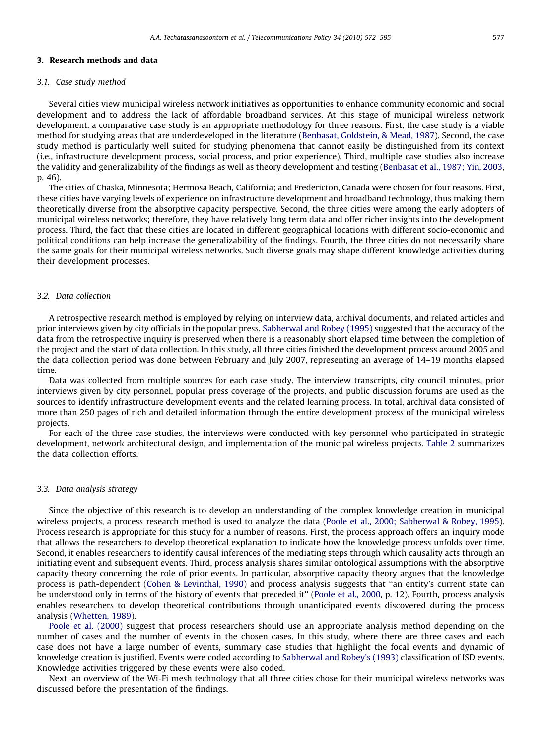## 3. Research methods and data

### 3.1. Case study method

Several cities view municipal wireless network initiatives as opportunities to enhance community economic and social development and to address the lack of affordable broadband services. At this stage of municipal wireless network development, a comparative case study is an appropriate methodology for three reasons. First, the case study is a viable method for studying areas that are underdeveloped in the literature (Benbasat, Goldstein, & Mead, 1987). Second, the case study method is particularly well suited for studying phenomena that cannot easily be distinguished from its context (i.e., infrastructure development process, social process, and prior experience). Third, multiple case studies also increase the validity and generalizability of the findings as well as theory development and testing (Benbasat et al., 1987; Yin, 2003, p. 46).

The cities of Chaska, Minnesota; Hermosa Beach, California; and Fredericton, Canada were chosen for four reasons. First, these cities have varying levels of experience on infrastructure development and broadband technology, thus making them theoretically diverse from the absorptive capacity perspective. Second, the three cities were among the early adopters of municipal wireless networks; therefore, they have relatively long term data and offer richer insights into the development process. Third, the fact that these cities are located in different geographical locations with different socio-economic and political conditions can help increase the generalizability of the findings. Fourth, the three cities do not necessarily share the same goals for their municipal wireless networks. Such diverse goals may shape different knowledge activities during their development processes.

### 3.2. Data collection

A retrospective research method is employed by relying on interview data, archival documents, and related articles and prior interviews given by city officials in the popular press. Sabherwal and Robey (1995) suggested that the accuracy of the data from the retrospective inquiry is preserved when there is a reasonably short elapsed time between the completion of the project and the start of data collection. In this study, all three cities finished the development process around 2005 and the data collection period was done between February and July 2007, representing an average of 14–19 months elapsed time.

Data was collected from multiple sources for each case study. The interview transcripts, city council minutes, prior interviews given by city personnel, popular press coverage of the projects, and public discussion forums are used as the sources to identify infrastructure development events and the related learning process. In total, archival data consisted of more than 250 pages of rich and detailed information through the entire development process of the municipal wireless projects.

For each of the three case studies, the interviews were conducted with key personnel who participated in strategic development, network architectural design, and implementation of the municipal wireless projects. Table 2 summarizes the data collection efforts.

### 3.3. Data analysis strategy

Since the objective of this research is to develop an understanding of the complex knowledge creation in municipal wireless projects, a process research method is used to analyze the data (Poole et al., 2000; Sabherwal & Robey, 1995). Process research is appropriate for this study for a number of reasons. First, the process approach offers an inquiry mode that allows the researchers to develop theoretical explanation to indicate how the knowledge process unfolds over time. Second, it enables researchers to identify causal inferences of the mediating steps through which causality acts through an initiating event and subsequent events. Third, process analysis shares similar ontological assumptions with the absorptive capacity theory concerning the role of prior events. In particular, absorptive capacity theory argues that the knowledge process is path-dependent (Cohen & Levinthal, 1990) and process analysis suggests that "an entity's current state can be understood only in terms of the history of events that preceded it" (Poole et al., 2000, p. 12). Fourth, process analysis enables researchers to develop theoretical contributions through unanticipated events discovered during the process analysis (Whetten, 1989).

Poole et al. (2000) suggest that process researchers should use an appropriate analysis method depending on the number of cases and the number of events in the chosen cases. In this study, where there are three cases and each case does not have a large number of events, summary case studies that highlight the focal events and dynamic of knowledge creation is justified. Events were coded according to Sabherwal and Robey's (1993) classification of ISD events. Knowledge activities triggered by these events were also coded.

Next, an overview of the Wi-Fi mesh technology that all three cities chose for their municipal wireless networks was discussed before the presentation of the findings.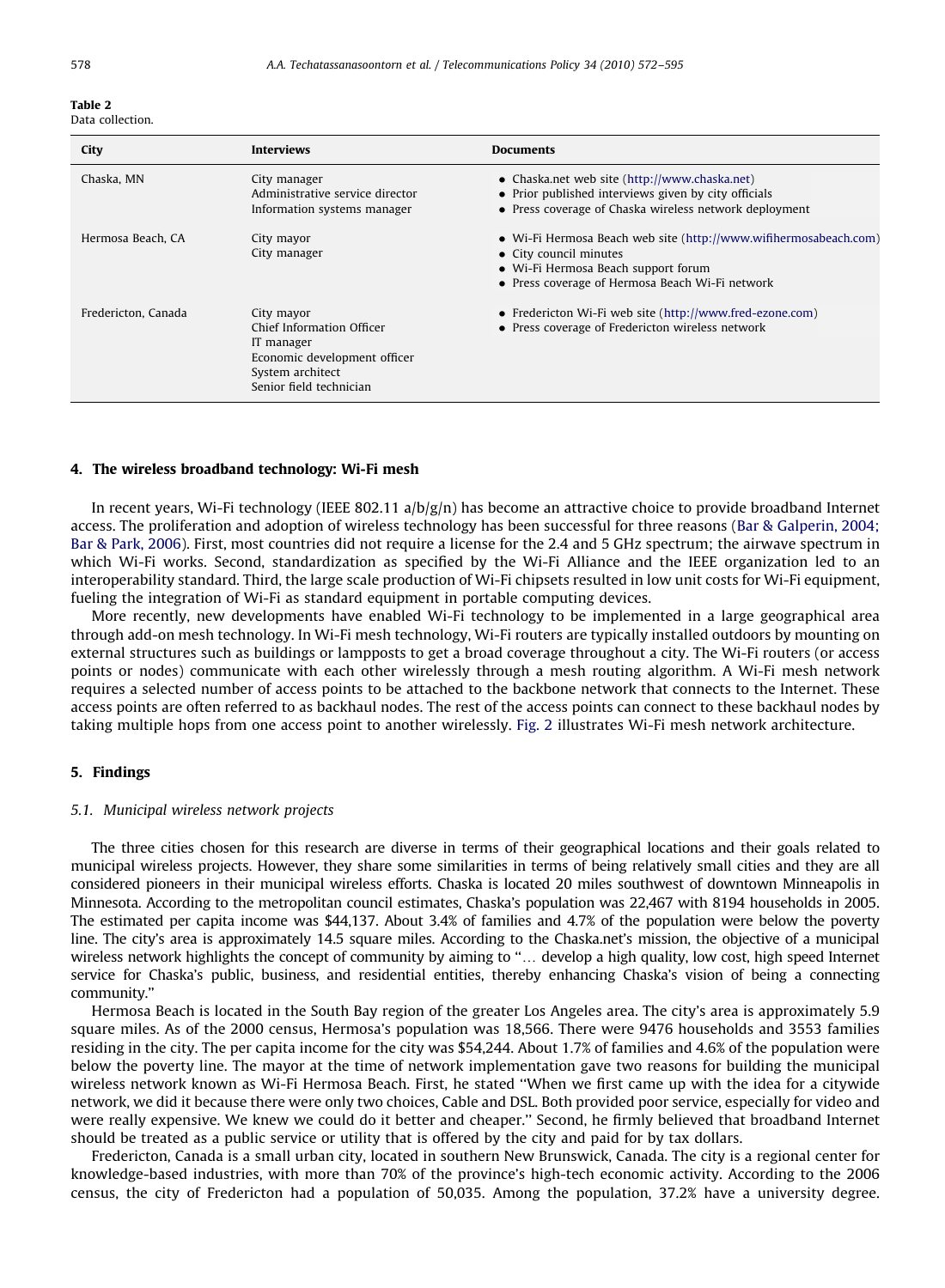**Table 2**
Data collection.

| City | Interviews | Documents |
|---|---|---|
| Chaska, MN | City manager<br>Administrative service director<br>Information systems manager | • Chaska.net web site (http://www.chaska.net)<br>• Prior published interviews given by city officials<br>• Press coverage of Chaska wireless network deployment |
| Hermosa Beach, CA | City mayor<br>City manager | • Wi-Fi Hermosa Beach web site (http://www.wifihermosabeach.com)<br>• City council minutes<br>• Wi-Fi Hermosa Beach support forum<br>• Press coverage of Hermosa Beach Wi-Fi network |
| Fredericton, Canada | City mayor<br>Chief Information Officer<br>IT manager<br>Economic development officer<br>System architect<br>Senior field technician | • Fredericton Wi-Fi web site (http://www.fred-ezone.com)<br>• Press coverage of Fredericton wireless network |

## 4. The wireless broadband technology: Wi-Fi mesh

In recent years, Wi-Fi technology (IEEE 802.11 a/b/g/n) has become an attractive choice to provide broadband Internet access. The proliferation and adoption of wireless technology has been successful for three reasons (Bar & Galperin, 2004; Bar & Park, 2006). First, most countries did not require a license for the 2.4 and 5 GHz spectrum; the airwave spectrum in which Wi-Fi works. Second, standardization as specified by the Wi-Fi Alliance and the IEEE organization led to an interoperability standard. Third, the large scale production of Wi-Fi chipsets resulted in low unit costs for Wi-Fi equipment, fueling the integration of Wi-Fi as standard equipment in portable computing devices.

More recently, new developments have enabled Wi-Fi technology to be implemented in a large geographical area through add-on mesh technology. In Wi-Fi mesh technology, Wi-Fi routers are typically installed outdoors by mounting on external structures such as buildings or lampposts to get a broad coverage throughout a city. The Wi-Fi routers (or access points or nodes) communicate with each other wirelessly through a mesh routing algorithm. A Wi-Fi mesh network requires a selected number of access points to be attached to the backbone network that connects to the Internet. These access points are often referred to as backhaul nodes. The rest of the access points can connect to these backhaul nodes by taking multiple hops from one access point to another wirelessly. Fig. 2 illustrates Wi-Fi mesh network architecture.

## 5. Findings

### *5.1. Municipal wireless network projects*

The three cities chosen for this research are diverse in terms of their geographical locations and their goals related to municipal wireless projects. However, they share some similarities in terms of being relatively small cities and they are all considered pioneers in their municipal wireless efforts. Chaska is located 20 miles southwest of downtown Minneapolis in Minnesota. According to the metropolitan council estimates, Chaska's population was 22,467 with 8194 households in 2005. The estimated per capita income was $44,137. About 3.4% of families and 4.7% of the population were below the poverty line. The city's area is approximately 14.5 square miles. According to the Chaska.net's mission, the objective of a municipal wireless network highlights the concept of community by aiming to "... develop a high quality, low cost, high speed Internet service for Chaska's public, business, and residential entities, thereby enhancing Chaska's vision of being a connecting community."

Hermosa Beach is located in the South Bay region of the greater Los Angeles area. The city's area is approximately 5.9 square miles. As of the 2000 census, Hermosa's population was 18,566. There were 9476 households and 3553 families residing in the city. The per capita income for the city was $54,244. About 1.7% of families and 4.6% of the population were below the poverty line. The mayor at the time of network implementation gave two reasons for building the municipal wireless network known as Wi-Fi Hermosa Beach. First, he stated "When we first came up with the idea for a citywide network, we did it because there were only two choices, Cable and DSL. Both provided poor service, especially for video and were really expensive. We knew we could do it better and cheaper." Second, he firmly believed that broadband Internet should be treated as a public service or utility that is offered by the city and paid for by tax dollars.

Fredericton, Canada is a small urban city, located in southern New Brunswick, Canada. The city is a regional center for knowledge-based industries, with more than 70% of the province's high-tech economic activity. According to the 2006 census, the city of Fredericton had a population of 50,035. Among the population, 37.2% have a university degree.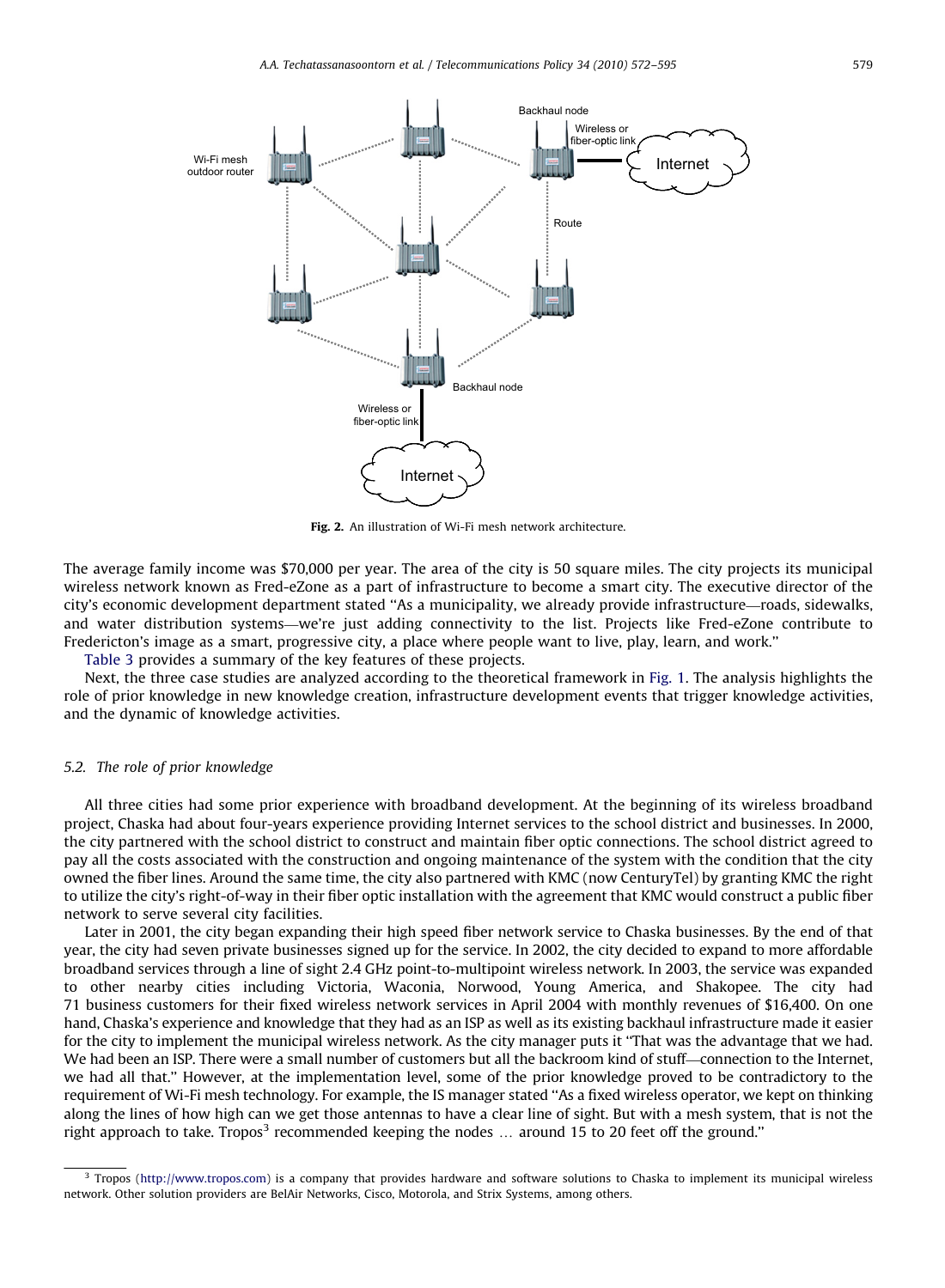Fig. 2. An illustration of Wi-Fi mesh network architecture.

The average family income was $70,000 per year. The area of the city is 50 square miles. The city projects its municipal wireless network known as Fred-eZone as a part of infrastructure to become a smart city. The executive director of the city's economic development department stated "As a municipality, we already provide infrastructure—roads, sidewalks, and water distribution systems—we're just adding connectivity to the list. Projects like Fred-eZone contribute to Fredericton's image as a smart, progressive city, a place where people want to live, play, learn, and work."

Table 3 provides a summary of the key features of these projects.

Next, the three case studies are analyzed according to the theoretical framework in Fig. 1. The analysis highlights the role of prior knowledge in new knowledge creation, infrastructure development events that trigger knowledge activities, and the dynamic of knowledge activities.

### 5.2. The role of prior knowledge

All three cities had some prior experience with broadband development. At the beginning of its wireless broadband project, Chaska had about four-years experience providing Internet services to the school district and businesses. In 2000, the city partnered with the school district to construct and maintain fiber optic connections. The school district agreed to pay all the costs associated with the construction and ongoing maintenance of the system with the condition that the city owned the fiber lines. Around the same time, the city also partnered with KMC (now CenturyTel) by granting KMC the right to utilize the city's right-of-way in their fiber optic installation with the agreement that KMC would construct a public fiber network to serve several city facilities.

Later in 2001, the city began expanding their high speed fiber network service to Chaska businesses. By the end of that year, the city had seven private businesses signed up for the service. In 2002, the city decided to expand to more affordable broadband services through a line of sight 2.4 GHz point-to-multipoint wireless network. In 2003, the service was expanded to other nearby cities including Victoria, Waconia, Norwood, Young America, and Shakopee. The city had 71 business customers for their fixed wireless network services in April 2004 with monthly revenues of $16,400. On one hand, Chaska's experience and knowledge that they had as an ISP as well as its existing backhaul infrastructure made it easier for the city to implement the municipal wireless network. As the city manager puts it "That was the advantage that we had. We had been an ISP. There were a small number of customers but all the backroom kind of stuff—connection to the Internet, we had all that." However, at the implementation level, some of the prior knowledge proved to be contradictory to the requirement of Wi-Fi mesh technology. For example, the IS manager stated "As a fixed wireless operator, we kept on thinking along the lines of how high can we get those antennas to have a clear line of sight. But with a mesh system, that is not the right approach to take. Tropos[3] recommended keeping the nodes … around 15 to 20 feet off the ground."

[3] Tropos (http://www.tropos.com) is a company that provides hardware and software solutions to Chaska to implement its municipal wireless network. Other solution providers are BelAir Networks, Cisco, Motorola, and Strix Systems, among others.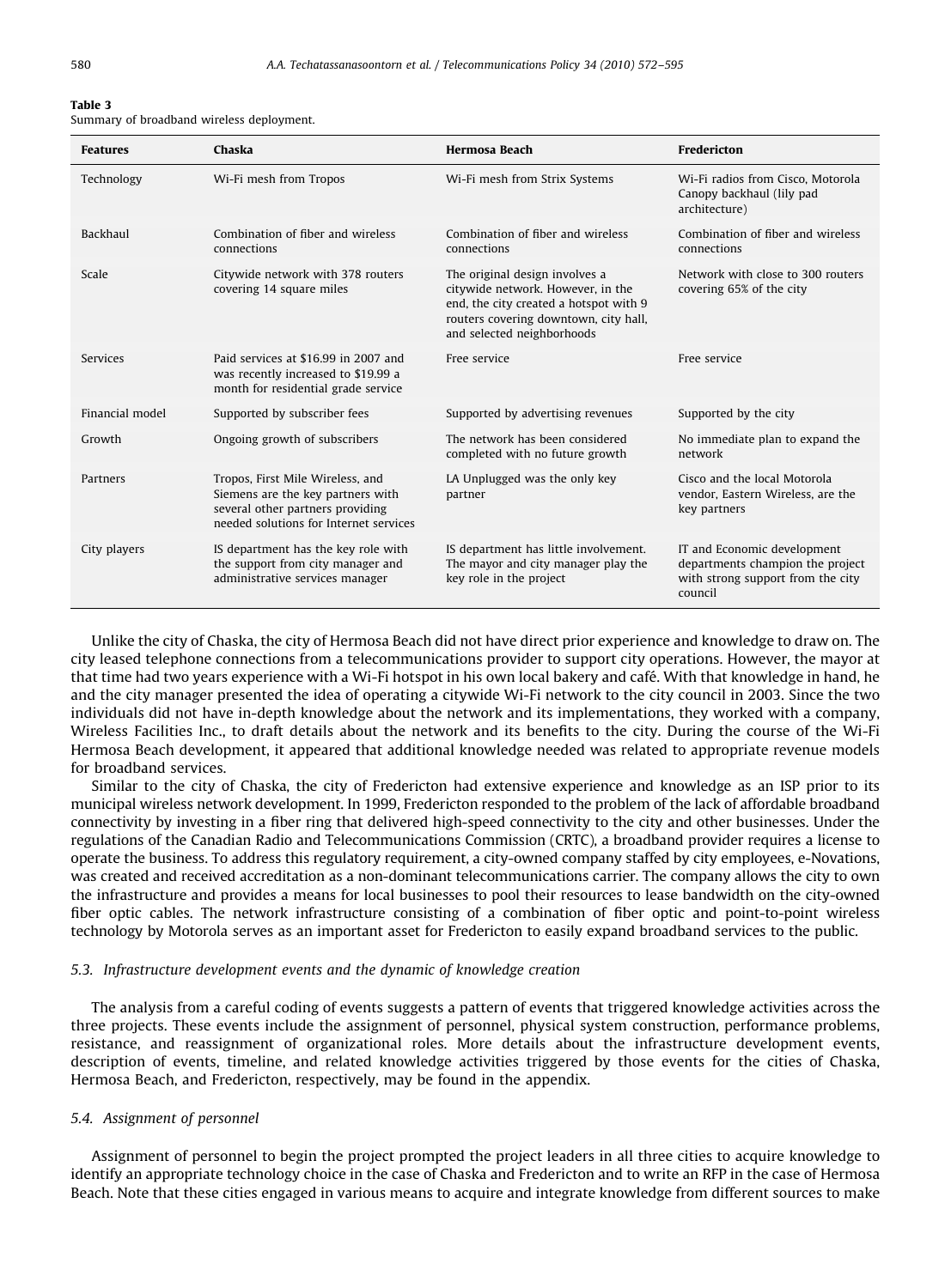**Table 3**
Summary of broadband wireless deployment.

| Features | Chaska | Hermosa Beach | Fredericton |
|---|---|---|---|
| Technology | Wi-Fi mesh from Tropos | Wi-Fi mesh from Strix Systems | Wi-Fi radios from Cisco, Motorola Canopy backhaul (lily pad architecture) |
| Backhaul | Combination of fiber and wireless connections | Combination of fiber and wireless connections | Combination of fiber and wireless connections |
| Scale | Citywide network with 378 routers covering 14 square miles | The original design involves a citywide network. However, in the end, the city created a hotspot with 9 routers covering downtown, city hall, and selected neighborhoods | Network with close to 300 routers covering 65% of the city |
| Services | Paid services at $16.99 in 2007 and was recently increased to $19.99 a month for residential grade service | Free service | Free service |
| Financial model | Supported by subscriber fees | Supported by advertising revenues | Supported by the city |
| Growth | Ongoing growth of subscribers | The network has been considered completed with no future growth | No immediate plan to expand the network |
| Partners | Tropos, First Mile Wireless, and Siemens are the key partners with several other partners providing needed solutions for Internet services | LA Unplugged was the only key partner | Cisco and the local Motorola vendor, Eastern Wireless, are the key partners |
| City players | IS department has the key role with the support from city manager and administrative services manager | IS department has little involvement. The mayor and city manager play the key role in the project | IT and Economic development departments champion the project with strong support from the city council |

Unlike the city of Chaska, the city of Hermosa Beach did not have direct prior experience and knowledge to draw on. The city leased telephone connections from a telecommunications provider to support city operations. However, the mayor at that time had two years experience with a Wi-Fi hotspot in his own local bakery and café. With that knowledge in hand, he and the city manager presented the idea of operating a citywide Wi-Fi network to the city council in 2003. Since the two individuals did not have in-depth knowledge about the network and its implementations, they worked with a company, Wireless Facilities Inc., to draft details about the network and its benefits to the city. During the course of the Wi-Fi Hermosa Beach development, it appeared that additional knowledge needed was related to appropriate revenue models for broadband services.

Similar to the city of Chaska, the city of Fredericton had extensive experience and knowledge as an ISP prior to its municipal wireless network development. In 1999, Fredericton responded to the problem of the lack of affordable broadband connectivity by investing in a fiber ring that delivered high-speed connectivity to the city and other businesses. Under the regulations of the Canadian Radio and Telecommunications Commission (CRTC), a broadband provider requires a license to operate the business. To address this regulatory requirement, a city-owned company staffed by city employees, e-Novations, was created and received accreditation as a non-dominant telecommunications carrier. The company allows the city to own the infrastructure and provides a means for local businesses to pool their resources to lease bandwidth on the city-owned fiber optic cables. The network infrastructure consisting of a combination of fiber optic and point-to-point wireless technology by Motorola serves as an important asset for Fredericton to easily expand broadband services to the public.

### *5.3. Infrastructure development events and the dynamic of knowledge creation*

The analysis from a careful coding of events suggests a pattern of events that triggered knowledge activities across the three projects. These events include the assignment of personnel, physical system construction, performance problems, resistance, and reassignment of organizational roles. More details about the infrastructure development events, description of events, timeline, and related knowledge activities triggered by those events for the cities of Chaska, Hermosa Beach, and Fredericton, respectively, may be found in the appendix.

### *5.4. Assignment of personnel*

Assignment of personnel to begin the project prompted the project leaders in all three cities to acquire knowledge to identify an appropriate technology choice in the case of Chaska and Fredericton and to write an RFP in the case of Hermosa Beach. Note that these cities engaged in various means to acquire and integrate knowledge from different sources to make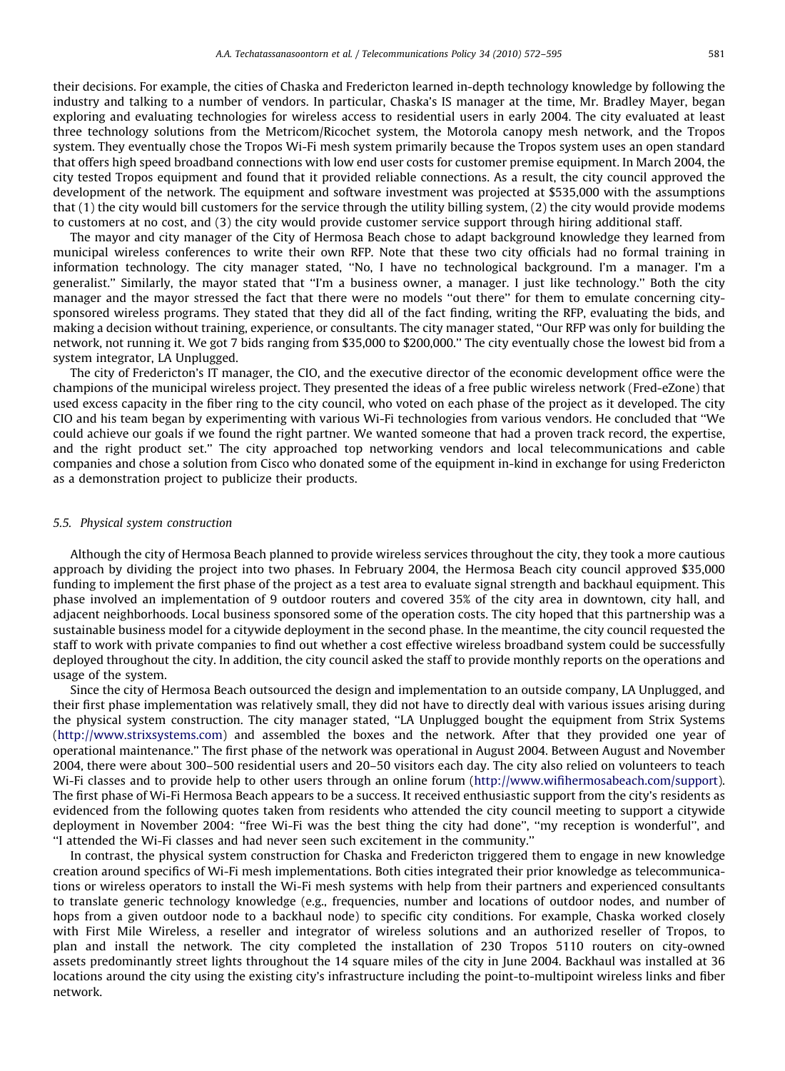their decisions. For example, the cities of Chaska and Fredericton learned in-depth technology knowledge by following the industry and talking to a number of vendors. In particular, Chaska's IS manager at the time, Mr. Bradley Mayer, began exploring and evaluating technologies for wireless access to residential users in early 2004. The city evaluated at least three technology solutions from the Metricom/Ricochet system, the Motorola canopy mesh network, and the Tropos system. They eventually chose the Tropos Wi-Fi mesh system primarily because the Tropos system uses an open standard that offers high speed broadband connections with low end user costs for customer premise equipment. In March 2004, the city tested Tropos equipment and found that it provided reliable connections. As a result, the city council approved the development of the network. The equipment and software investment was projected at $535,000 with the assumptions that (1) the city would bill customers for the service through the utility billing system, (2) the city would provide modems to customers at no cost, and (3) the city would provide customer service support through hiring additional staff.

The mayor and city manager of the City of Hermosa Beach chose to adapt background knowledge they learned from municipal wireless conferences to write their own RFP. Note that these two city officials had no formal training in information technology. The city manager stated, ''No, I have no technological background. I'm a manager. I'm a generalist.'' Similarly, the mayor stated that ''I'm a business owner, a manager. I just like technology.'' Both the city manager and the mayor stressed the fact that there were no models ''out there'' for them to emulate concerning city-sponsored wireless programs. They stated that they did all of the fact finding, writing the RFP, evaluating the bids, and making a decision without training, experience, or consultants. The city manager stated, ''Our RFP was only for building the network, not running it. We got 7 bids ranging from $35,000 to $200,000.'' The city eventually chose the lowest bid from a system integrator, LA Unplugged.

The city of Fredericton's IT manager, the CIO, and the executive director of the economic development office were the champions of the municipal wireless project. They presented the ideas of a free public wireless network (Fred-eZone) that used excess capacity in the fiber ring to the city council, who voted on each phase of the project as it developed. The city CIO and his team began by experimenting with various Wi-Fi technologies from various vendors. He concluded that ''We could achieve our goals if we found the right partner. We wanted someone that had a proven track record, the expertise, and the right product set.'' The city approached top networking vendors and local telecommunications and cable companies and chose a solution from Cisco who donated some of the equipment in-kind in exchange for using Fredericton as a demonstration project to publicize their products.

### 5.5. Physical system construction

Although the city of Hermosa Beach planned to provide wireless services throughout the city, they took a more cautious approach by dividing the project into two phases. In February 2004, the Hermosa Beach city council approved $35,000 funding to implement the first phase of the project as a test area to evaluate signal strength and backhaul equipment. This phase involved an implementation of 9 outdoor routers and covered 35% of the city area in downtown, city hall, and adjacent neighborhoods. Local business sponsored some of the operation costs. The city hoped that this partnership was a sustainable business model for a citywide deployment in the second phase. In the meantime, the city council requested the staff to work with private companies to find out whether a cost effective wireless broadband system could be successfully deployed throughout the city. In addition, the city council asked the staff to provide monthly reports on the operations and usage of the system.

Since the city of Hermosa Beach outsourced the design and implementation to an outside company, LA Unplugged, and their first phase implementation was relatively small, they did not have to directly deal with various issues arising during the physical system construction. The city manager stated, ''LA Unplugged bought the equipment from Strix Systems (http://www.strixsystems.com) and assembled the boxes and the network. After that they provided one year of operational maintenance.'' The first phase of the network was operational in August 2004. Between August and November 2004, there were about 300–500 residential users and 20–50 visitors each day. The city also relied on volunteers to teach Wi-Fi classes and to provide help to other users through an online forum (http://www.wifihermosabeach.com/support). The first phase of Wi-Fi Hermosa Beach appears to be a success. It received enthusiastic support from the city's residents as evidenced from the following quotes taken from residents who attended the city council meeting to support a citywide deployment in November 2004: ''free Wi-Fi was the best thing the city had done'', ''my reception is wonderful'', and ''I attended the Wi-Fi classes and had never seen such excitement in the community.''

In contrast, the physical system construction for Chaska and Fredericton triggered them to engage in new knowledge creation around specifics of Wi-Fi mesh implementations. Both cities integrated their prior knowledge as telecommunications or wireless operators to install the Wi-Fi mesh systems with help from their partners and experienced consultants to translate generic technology knowledge (e.g., frequencies, number and locations of outdoor nodes, and number of hops from a given outdoor node to a backhaul node) to specific city conditions. For example, Chaska worked closely with First Mile Wireless, a reseller and integrator of wireless solutions and an authorized reseller of Tropos, to plan and install the network. The city completed the installation of 230 Tropos 5110 routers on city-owned assets predominantly street lights throughout the 14 square miles of the city in June 2004. Backhaul was installed at 36 locations around the city using the existing city's infrastructure including the point-to-multipoint wireless links and fiber network.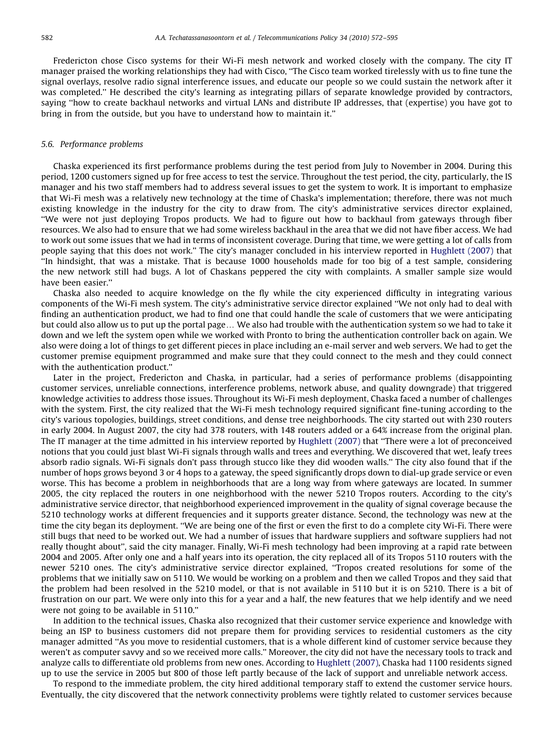Fredericton chose Cisco systems for their Wi-Fi mesh network and worked closely with the company. The city IT manager praised the working relationships they had with Cisco, ''The Cisco team worked tirelessly with us to fine tune the signal overlays, resolve radio signal interference issues, and educate our people so we could sustain the network after it was completed.'' He described the city's learning as integrating pillars of separate knowledge provided by contractors, saying ''how to create backhaul networks and virtual LANs and distribute IP addresses, that (expertise) you have got to bring in from the outside, but you have to understand how to maintain it.''

### 5.6. *Performance problems*

Chaska experienced its first performance problems during the test period from July to November in 2004. During this period, 1200 customers signed up for free access to test the service. Throughout the test period, the city, particularly, the IS manager and his two staff members had to address several issues to get the system to work. It is important to emphasize that Wi-Fi mesh was a relatively new technology at the time of Chaska's implementation; therefore, there was not much existing knowledge in the industry for the city to draw from. The city's administrative services director explained, ''We were not just deploying Tropos products. We had to figure out how to backhaul from gateways through fiber resources. We also had to ensure that we had some wireless backhaul in the area that we did not have fiber access. We had to work out some issues that we had in terms of inconsistent coverage. During that time, we were getting a lot of calls from people saying that this does not work.'' The city's manager concluded in his interview reported in Hughlett (2007) that ''In hindsight, that was a mistake. That is because 1000 households made for too big of a test sample, considering the new network still had bugs. A lot of Chaskans peppered the city with complaints. A smaller sample size would have been easier.''

Chaska also needed to acquire knowledge on the fly while the city experienced difficulty in integrating various components of the Wi-Fi mesh system. The city's administrative service director explained ''We not only had to deal with finding an authentication product, we had to find one that could handle the scale of customers that we were anticipating but could also allow us to put up the portal page… We also had trouble with the authentication system so we had to take it down and we left the system open while we worked with Pronto to bring the authentication controller back on again. We also were doing a lot of things to get different pieces in place including an e-mail server and web servers. We had to get the customer premise equipment programmed and make sure that they could connect to the mesh and they could connect with the authentication product.''

Later in the project, Fredericton and Chaska, in particular, had a series of performance problems (disappointing customer services, unreliable connections, interference problems, network abuse, and quality downgrade) that triggered knowledge activities to address those issues. Throughout its Wi-Fi mesh deployment, Chaska faced a number of challenges with the system. First, the city realized that the Wi-Fi mesh technology required significant fine-tuning according to the city's various topologies, buildings, street conditions, and dense tree neighborhoods. The city started out with 230 routers in early 2004. In August 2007, the city had 378 routers, with 148 routers added or a 64% increase from the original plan. The IT manager at the time admitted in his interview reported by Hughlett (2007) that ''There were a lot of preconceived notions that you could just blast Wi-Fi signals through walls and trees and everything. We discovered that wet, leafy trees absorb radio signals. Wi-Fi signals don't pass through stucco like they did wooden walls.'' The city also found that if the number of hops grows beyond 3 or 4 hops to a gateway, the speed significantly drops down to dial-up grade service or even worse. This has become a problem in neighborhoods that are a long way from where gateways are located. In summer 2005, the city replaced the routers in one neighborhood with the newer 5210 Tropos routers. According to the city's administrative service director, that neighborhood experienced improvement in the quality of signal coverage because the 5210 technology works at different frequencies and it supports greater distance. Second, the technology was new at the time the city began its deployment. ''We are being one of the first or even the first to do a complete city Wi-Fi. There were still bugs that need to be worked out. We had a number of issues that hardware suppliers and software suppliers had not really thought about'', said the city manager. Finally, Wi-Fi mesh technology had been improving at a rapid rate between 2004 and 2005. After only one and a half years into its operation, the city replaced all of its Tropos 5110 routers with the newer 5210 ones. The city's administrative service director explained, ''Tropos created resolutions for some of the problems that we initially saw on 5110. We would be working on a problem and then we called Tropos and they said that the problem had been resolved in the 5210 model, or that is not available in 5110 but it is on 5210. There is a bit of frustration on our part. We were only into this for a year and a half, the new features that we help identify and we need were not going to be available in 5110.''

In addition to the technical issues, Chaska also recognized that their customer service experience and knowledge with being an ISP to business customers did not prepare them for providing services to residential customers as the city manager admitted ''As you move to residential customers, that is a whole different kind of customer service because they weren't as computer savvy and so we received more calls.'' Moreover, the city did not have the necessary tools to track and analyze calls to differentiate old problems from new ones. According to Hughlett (2007), Chaska had 1100 residents signed up to use the service in 2005 but 800 of those left partly because of the lack of support and unreliable network access.

To respond to the immediate problem, the city hired additional temporary staff to extend the customer service hours. Eventually, the city discovered that the network connectivity problems were tightly related to customer services because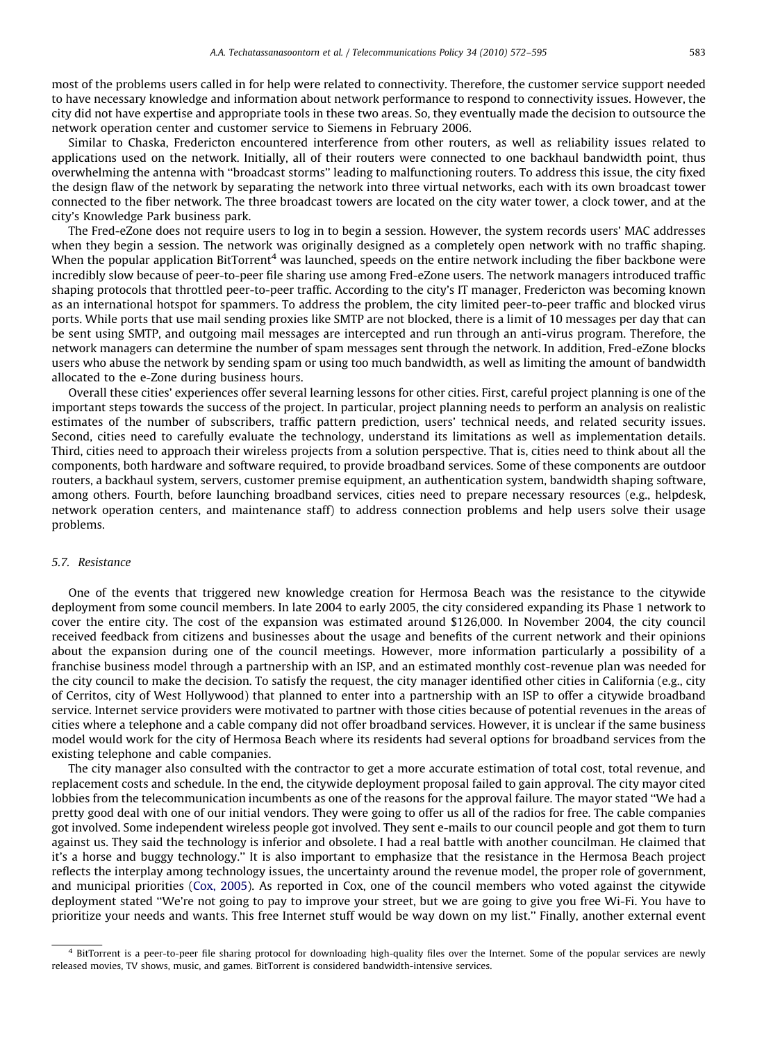most of the problems users called in for help were related to connectivity. Therefore, the customer service support needed to have necessary knowledge and information about network performance to respond to connectivity issues. However, the city did not have expertise and appropriate tools in these two areas. So, they eventually made the decision to outsource the network operation center and customer service to Siemens in February 2006.

Similar to Chaska, Fredericton encountered interference from other routers, as well as reliability issues related to applications used on the network. Initially, all of their routers were connected to one backhaul bandwidth point, thus overwhelming the antenna with ''broadcast storms'' leading to malfunctioning routers. To address this issue, the city fixed the design flaw of the network by separating the network into three virtual networks, each with its own broadcast tower connected to the fiber network. The three broadcast towers are located on the city water tower, a clock tower, and at the city's Knowledge Park business park.

The Fred-eZone does not require users to log in to begin a session. However, the system records users' MAC addresses when they begin a session. The network was originally designed as a completely open network with no traffic shaping. When the popular application BitTorrent[4] was launched, speeds on the entire network including the fiber backbone were incredibly slow because of peer-to-peer file sharing use among Fred-eZone users. The network managers introduced traffic shaping protocols that throttled peer-to-peer traffic. According to the city's IT manager, Fredericton was becoming known as an international hotspot for spammers. To address the problem, the city limited peer-to-peer traffic and blocked virus ports. While ports that use mail sending proxies like SMTP are not blocked, there is a limit of 10 messages per day that can be sent using SMTP, and outgoing mail messages are intercepted and run through an anti-virus program. Therefore, the network managers can determine the number of spam messages sent through the network. In addition, Fred-eZone blocks users who abuse the network by sending spam or using too much bandwidth, as well as limiting the amount of bandwidth allocated to the e-Zone during business hours.

Overall these cities' experiences offer several learning lessons for other cities. First, careful project planning is one of the important steps towards the success of the project. In particular, project planning needs to perform an analysis on realistic estimates of the number of subscribers, traffic pattern prediction, users' technical needs, and related security issues. Second, cities need to carefully evaluate the technology, understand its limitations as well as implementation details. Third, cities need to approach their wireless projects from a solution perspective. That is, cities need to think about all the components, both hardware and software required, to provide broadband services. Some of these components are outdoor routers, a backhaul system, servers, customer premise equipment, an authentication system, bandwidth shaping software, among others. Fourth, before launching broadband services, cities need to prepare necessary resources (e.g., helpdesk, network operation centers, and maintenance staff) to address connection problems and help users solve their usage problems.

### 5.7. Resistance

One of the events that triggered new knowledge creation for Hermosa Beach was the resistance to the citywide deployment from some council members. In late 2004 to early 2005, the city considered expanding its Phase 1 network to cover the entire city. The cost of the expansion was estimated around $126,000. In November 2004, the city council received feedback from citizens and businesses about the usage and benefits of the current network and their opinions about the expansion during one of the council meetings. However, more information particularly a possibility of a franchise business model through a partnership with an ISP, and an estimated monthly cost-revenue plan was needed for the city council to make the decision. To satisfy the request, the city manager identified other cities in California (e.g., city of Cerritos, city of West Hollywood) that planned to enter into a partnership with an ISP to offer a citywide broadband service. Internet service providers were motivated to partner with those cities because of potential revenues in the areas of cities where a telephone and a cable company did not offer broadband services. However, it is unclear if the same business model would work for the city of Hermosa Beach where its residents had several options for broadband services from the existing telephone and cable companies.

The city manager also consulted with the contractor to get a more accurate estimation of total cost, total revenue, and replacement costs and schedule. In the end, the citywide deployment proposal failed to gain approval. The city mayor cited lobbies from the telecommunication incumbents as one of the reasons for the approval failure. The mayor stated ''We had a pretty good deal with one of our initial vendors. They were going to offer us all of the radios for free. The cable companies got involved. Some independent wireless people got involved. They sent e-mails to our council people and got them to turn against us. They said the technology is inferior and obsolete. I had a real battle with another councilman. He claimed that it's a horse and buggy technology.'' It is also important to emphasize that the resistance in the Hermosa Beach project reflects the interplay among technology issues, the uncertainty around the revenue model, the proper role of government, and municipal priorities (Cox, 2005). As reported in Cox, one of the council members who voted against the citywide deployment stated ''We're not going to pay to improve your street, but we are going to give you free Wi-Fi. You have to prioritize your needs and wants. This free Internet stuff would be way down on my list.'' Finally, another external event

[4] BitTorrent is a peer-to-peer file sharing protocol for downloading high-quality files over the Internet. Some of the popular services are newly released movies, TV shows, music, and games. BitTorrent is considered bandwidth-intensive services.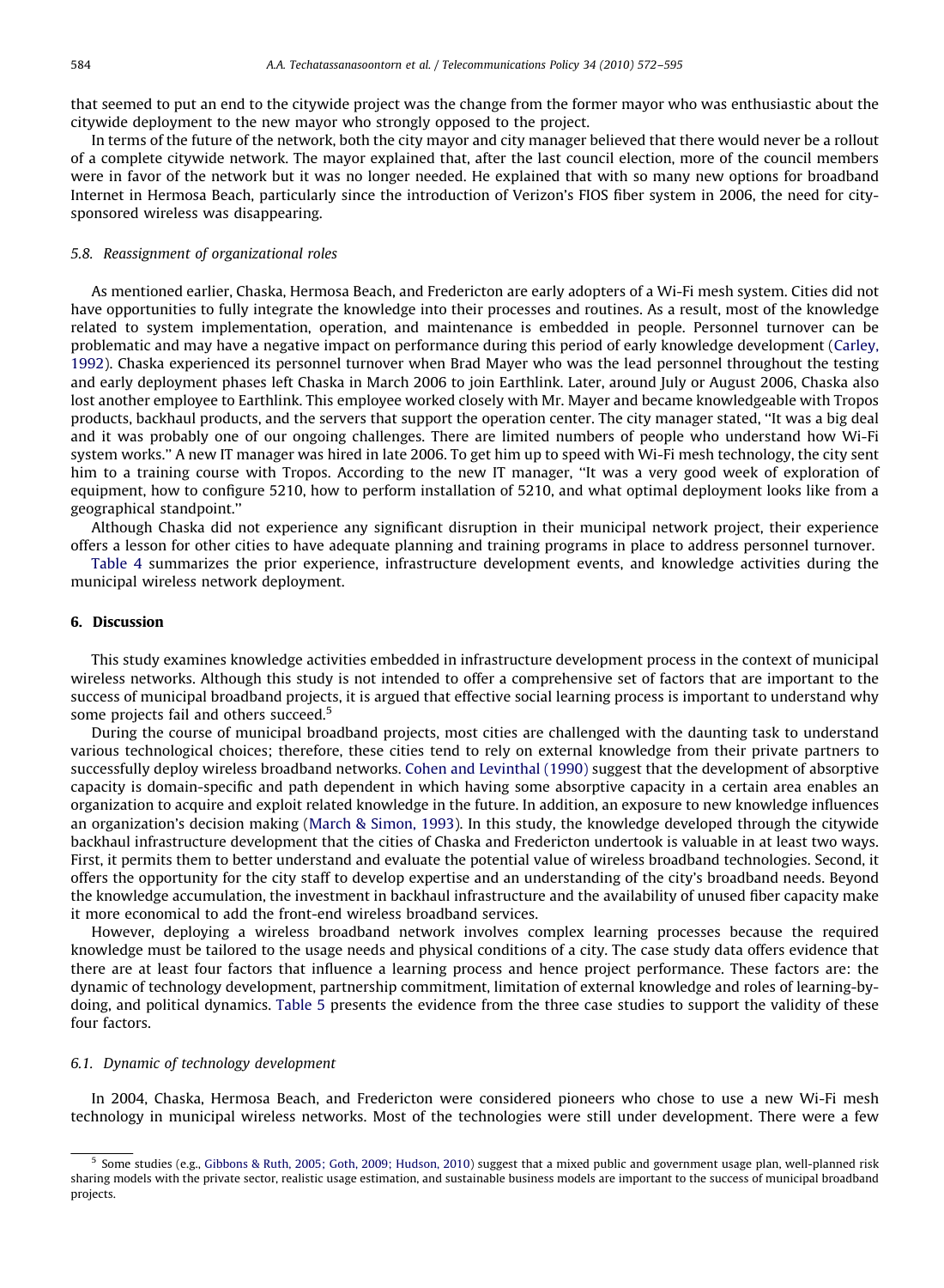that seemed to put an end to the citywide project was the change from the former mayor who was enthusiastic about the citywide deployment to the new mayor who strongly opposed to the project.

In terms of the future of the network, both the city mayor and city manager believed that there would never be a rollout of a complete citywide network. The mayor explained that, after the last council election, more of the council members were in favor of the network but it was no longer needed. He explained that with so many new options for broadband Internet in Hermosa Beach, particularly since the introduction of Verizon's FIOS fiber system in 2006, the need for city-sponsored wireless was disappearing.

### 5.8. Reassignment of organizational roles

As mentioned earlier, Chaska, Hermosa Beach, and Fredericton are early adopters of a Wi-Fi mesh system. Cities did not have opportunities to fully integrate the knowledge into their processes and routines. As a result, most of the knowledge related to system implementation, operation, and maintenance is embedded in people. Personnel turnover can be problematic and may have a negative impact on performance during this period of early knowledge development (Carley, 1992). Chaska experienced its personnel turnover when Brad Mayer who was the lead personnel throughout the testing and early deployment phases left Chaska in March 2006 to join Earthlink. Later, around July or August 2006, Chaska also lost another employee to Earthlink. This employee worked closely with Mr. Mayer and became knowledgeable with Tropos products, backhaul products, and the servers that support the operation center. The city manager stated, ''It was a big deal and it was probably one of our ongoing challenges. There are limited numbers of people who understand how Wi-Fi system works.'' A new IT manager was hired in late 2006. To get him up to speed with Wi-Fi mesh technology, the city sent him to a training course with Tropos. According to the new IT manager, ''It was a very good week of exploration of equipment, how to configure 5210, how to perform installation of 5210, and what optimal deployment looks like from a geographical standpoint.''

Although Chaska did not experience any significant disruption in their municipal network project, their experience offers a lesson for other cities to have adequate planning and training programs in place to address personnel turnover.

Table 4 summarizes the prior experience, infrastructure development events, and knowledge activities during the municipal wireless network deployment.

## 6. Discussion

This study examines knowledge activities embedded in infrastructure development process in the context of municipal wireless networks. Although this study is not intended to offer a comprehensive set of factors that are important to the success of municipal broadband projects, it is argued that effective social learning process is important to understand why some projects fail and others succeed.[5]

During the course of municipal broadband projects, most cities are challenged with the daunting task to understand various technological choices; therefore, these cities tend to rely on external knowledge from their private partners to successfully deploy wireless broadband networks. Cohen and Levinthal (1990) suggest that the development of absorptive capacity is domain-specific and path dependent in which having some absorptive capacity in a certain area enables an organization to acquire and exploit related knowledge in the future. In addition, an exposure to new knowledge influences an organization's decision making (March & Simon, 1993). In this study, the knowledge developed through the citywide backhaul infrastructure development that the cities of Chaska and Fredericton undertook is valuable in at least two ways. First, it permits them to better understand and evaluate the potential value of wireless broadband technologies. Second, it offers the opportunity for the city staff to develop expertise and an understanding of the city's broadband needs. Beyond the knowledge accumulation, the investment in backhaul infrastructure and the availability of unused fiber capacity make it more economical to add the front-end wireless broadband services.

However, deploying a wireless broadband network involves complex learning processes because the required knowledge must be tailored to the usage needs and physical conditions of a city. The case study data offers evidence that there are at least four factors that influence a learning process and hence project performance. These factors are: the dynamic of technology development, partnership commitment, limitation of external knowledge and roles of learning-by-doing, and political dynamics. Table 5 presents the evidence from the three case studies to support the validity of these four factors.

### 6.1. Dynamic of technology development

In 2004, Chaska, Hermosa Beach, and Fredericton were considered pioneers who chose to use a new Wi-Fi mesh technology in municipal wireless networks. Most of the technologies were still under development. There were a few

[5] Some studies (e.g., Gibbons & Ruth, 2005; Goth, 2009; Hudson, 2010) suggest that a mixed public and government usage plan, well-planned risk sharing models with the private sector, realistic usage estimation, and sustainable business models are important to the success of municipal broadband projects.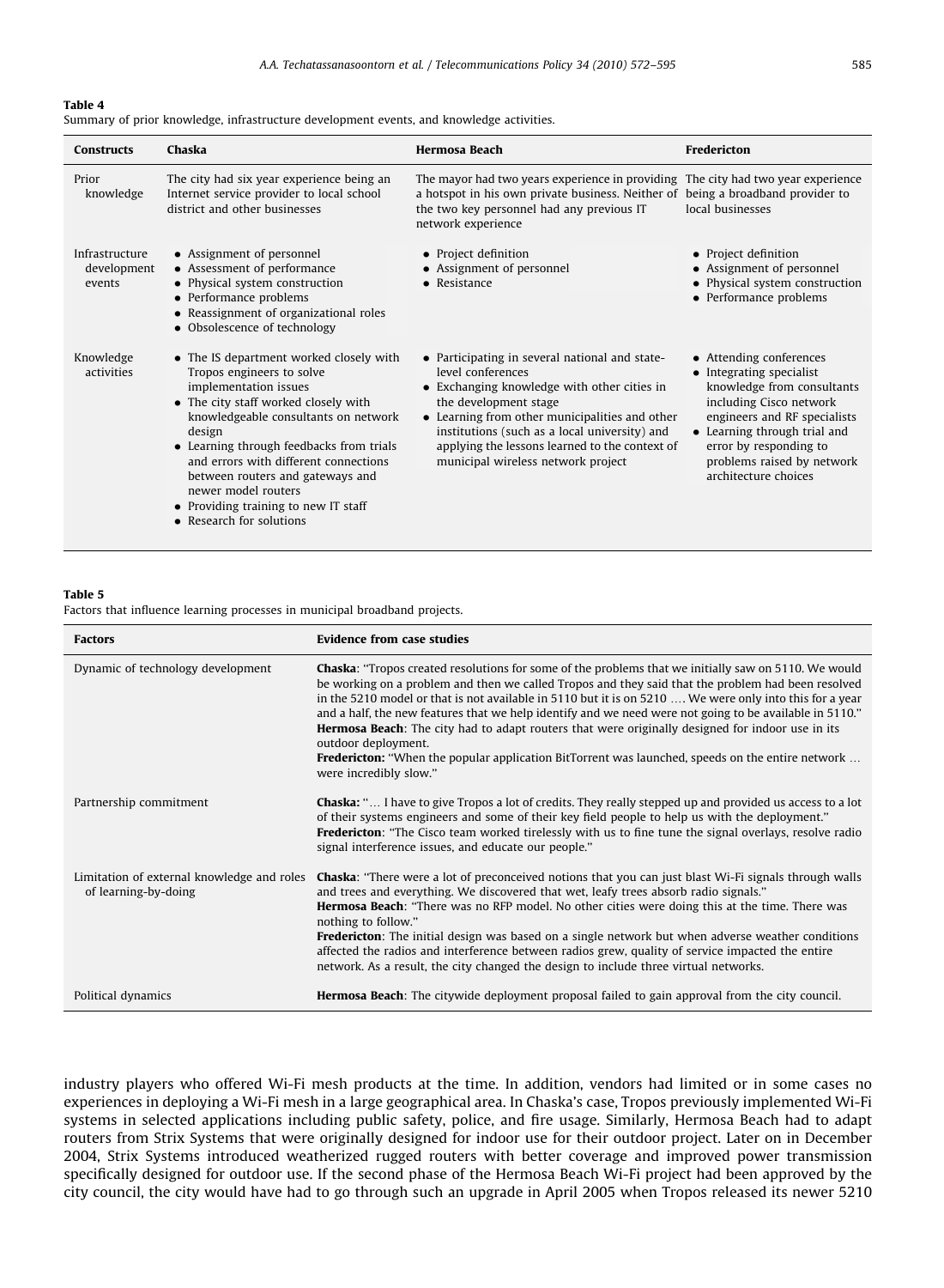**Table 4**
Summary of prior knowledge, infrastructure development events, and knowledge activities.

| Constructs | Chaska | Hermosa Beach | Fredericton |
|---|---|---|---|
| Prior knowledge | The city had six year experience being an Internet service provider to local school district and other businesses | The mayor had two years experience in providing a hotspot in his own private business. Neither of the two key personnel had any previous IT network experience | The city had two year experience being a broadband provider to local businesses |
| Infrastructure development events | • Assignment of personnel<br>• Assessment of performance<br>• Physical system construction<br>• Performance problems<br>• Reassignment of organizational roles<br>• Obsolescence of technology | • Project definition<br>• Assignment of personnel<br>• Resistance | • Project definition<br>• Assignment of personnel<br>• Physical system construction<br>• Performance problems |
| Knowledge activities | • The IS department worked closely with Tropos engineers to solve implementation issues<br>• The city staff worked closely with knowledgeable consultants on network design<br>• Learning through feedbacks from trials and errors with different connections between routers and gateways and newer model routers<br>• Providing training to new IT staff<br>• Research for solutions | • Participating in several national and state-level conferences<br>• Exchanging knowledge with other cities in the development stage<br>• Learning from other municipalities and other institutions (such as a local university) and applying the lessons learned to the context of municipal wireless network project | • Attending conferences<br>• Integrating specialist knowledge from consultants including Cisco network engineers and RF specialists<br>• Learning through trial and error by responding to problems raised by network architecture choices |

**Table 5**
Factors that influence learning processes in municipal broadband projects.

| Factors | Evidence from case studies |
|---|---|
| Dynamic of technology development | **Chaska**: "Tropos created resolutions for some of the problems that we initially saw on 5110. We would be working on a problem and then we called Tropos and they said that the problem had been resolved in the 5210 model or that is not available in 5110 but it is on 5210 .... We were only into this for a year and a half, the new features that we help identify and we need were not going to be available in 5110."<br>**Hermosa Beach**: The city had to adapt routers that were originally designed for indoor use in its outdoor deployment.<br>**Fredericton:** "When the popular application BitTorrent was launched, speeds on the entire network ... were incredibly slow." |
| Partnership commitment | **Chaska:** "... I have to give Tropos a lot of credits. They really stepped up and provided us access to a lot of their systems engineers and some of their key field people to help us with the deployment."<br>**Fredericton**: "The Cisco team worked tirelessly with us to fine tune the signal overlays, resolve radio signal interference issues, and educate our people." |
| Limitation of external knowledge and roles of learning-by-doing | **Chaska**: "There were a lot of preconceived notions that you can just blast Wi-Fi signals through walls and trees and everything. We discovered that wet, leafy trees absorb radio signals."<br>**Hermosa Beach**: "There was no RFP model. No other cities were doing this at the time. There was nothing to follow."<br>**Fredericton**: The initial design was based on a single network but when adverse weather conditions affected the radios and interference between radios grew, quality of service impacted the entire network. As a result, the city changed the design to include three virtual networks. |
| Political dynamics | **Hermosa Beach**: The citywide deployment proposal failed to gain approval from the city council. |

industry players who offered Wi-Fi mesh products at the time. In addition, vendors had limited or in some cases no experiences in deploying a Wi-Fi mesh in a large geographical area. In Chaska's case, Tropos previously implemented Wi-Fi systems in selected applications including public safety, police, and fire usage. Similarly, Hermosa Beach had to adapt routers from Strix Systems that were originally designed for indoor use for their outdoor project. Later on in December 2004, Strix Systems introduced weatherized rugged routers with better coverage and improved power transmission specifically designed for outdoor use. If the second phase of the Hermosa Beach Wi-Fi project had been approved by the city council, the city would have had to go through such an upgrade in April 2005 when Tropos released its newer 5210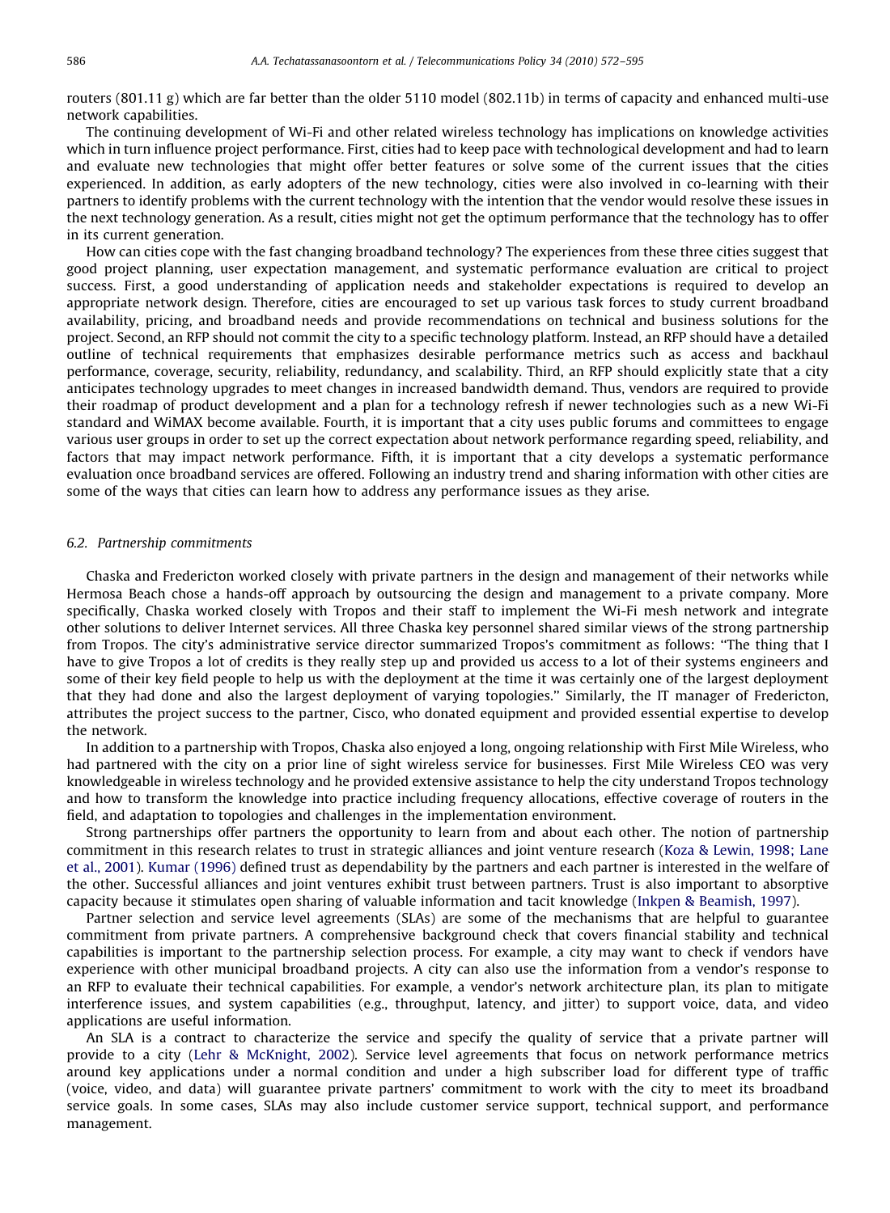routers (801.11 g) which are far better than the older 5110 model (802.11b) in terms of capacity and enhanced multi-use network capabilities.

The continuing development of Wi-Fi and other related wireless technology has implications on knowledge activities which in turn influence project performance. First, cities had to keep pace with technological development and had to learn and evaluate new technologies that might offer better features or solve some of the current issues that the cities experienced. In addition, as early adopters of the new technology, cities were also involved in co-learning with their partners to identify problems with the current technology with the intention that the vendor would resolve these issues in the next technology generation. As a result, cities might not get the optimum performance that the technology has to offer in its current generation.

How can cities cope with the fast changing broadband technology? The experiences from these three cities suggest that good project planning, user expectation management, and systematic performance evaluation are critical to project success. First, a good understanding of application needs and stakeholder expectations is required to develop an appropriate network design. Therefore, cities are encouraged to set up various task forces to study current broadband availability, pricing, and broadband needs and provide recommendations on technical and business solutions for the project. Second, an RFP should not commit the city to a specific technology platform. Instead, an RFP should have a detailed outline of technical requirements that emphasizes desirable performance metrics such as access and backhaul performance, coverage, security, reliability, redundancy, and scalability. Third, an RFP should explicitly state that a city anticipates technology upgrades to meet changes in increased bandwidth demand. Thus, vendors are required to provide their roadmap of product development and a plan for a technology refresh if newer technologies such as a new Wi-Fi standard and WiMAX become available. Fourth, it is important that a city uses public forums and committees to engage various user groups in order to set up the correct expectation about network performance regarding speed, reliability, and factors that may impact network performance. Fifth, it is important that a city develops a systematic performance evaluation once broadband services are offered. Following an industry trend and sharing information with other cities are some of the ways that cities can learn how to address any performance issues as they arise.

### *6.2. Partnership commitments*

Chaska and Fredericton worked closely with private partners in the design and management of their networks while Hermosa Beach chose a hands-off approach by outsourcing the design and management to a private company. More specifically, Chaska worked closely with Tropos and their staff to implement the Wi-Fi mesh network and integrate other solutions to deliver Internet services. All three Chaska key personnel shared similar views of the strong partnership from Tropos. The city's administrative service director summarized Tropos's commitment as follows: "The thing that I have to give Tropos a lot of credits is they really step up and provided us access to a lot of their systems engineers and some of their key field people to help us with the deployment at the time it was certainly one of the largest deployment that they had done and also the largest deployment of varying topologies." Similarly, the IT manager of Fredericton, attributes the project success to the partner, Cisco, who donated equipment and provided essential expertise to develop the network.

In addition to a partnership with Tropos, Chaska also enjoyed a long, ongoing relationship with First Mile Wireless, who had partnered with the city on a prior line of sight wireless service for businesses. First Mile Wireless CEO was very knowledgeable in wireless technology and he provided extensive assistance to help the city understand Tropos technology and how to transform the knowledge into practice including frequency allocations, effective coverage of routers in the field, and adaptation to topologies and challenges in the implementation environment.

Strong partnerships offer partners the opportunity to learn from and about each other. The notion of partnership commitment in this research relates to trust in strategic alliances and joint venture research (Koza & Lewin, 1998; Lane et al., 2001). Kumar (1996) defined trust as dependability by the partners and each partner is interested in the welfare of the other. Successful alliances and joint ventures exhibit trust between partners. Trust is also important to absorptive capacity because it stimulates open sharing of valuable information and tacit knowledge (Inkpen & Beamish, 1997).

Partner selection and service level agreements (SLAs) are some of the mechanisms that are helpful to guarantee commitment from private partners. A comprehensive background check that covers financial stability and technical capabilities is important to the partnership selection process. For example, a city may want to check if vendors have experience with other municipal broadband projects. A city can also use the information from a vendor's response to an RFP to evaluate their technical capabilities. For example, a vendor's network architecture plan, its plan to mitigate interference issues, and system capabilities (e.g., throughput, latency, and jitter) to support voice, data, and video applications are useful information.

An SLA is a contract to characterize the service and specify the quality of service that a private partner will provide to a city (Lehr & McKnight, 2002). Service level agreements that focus on network performance metrics around key applications under a normal condition and under a high subscriber load for different type of traffic (voice, video, and data) will guarantee private partners' commitment to work with the city to meet its broadband service goals. In some cases, SLAs may also include customer service support, technical support, and performance management.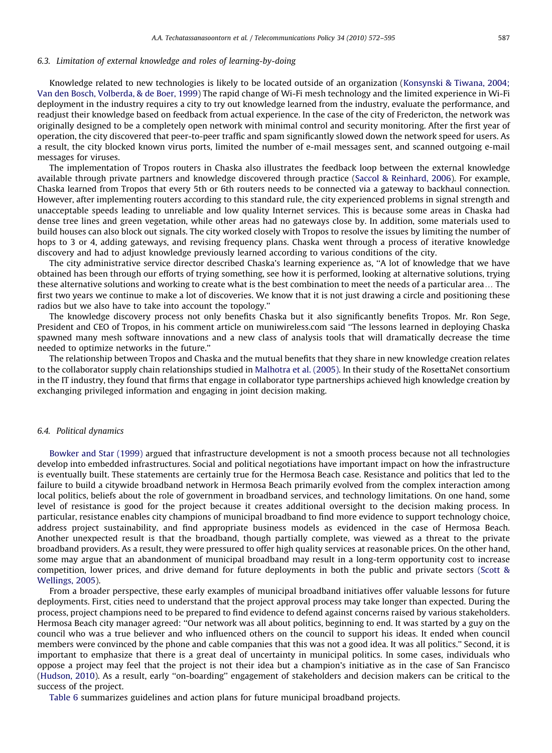### 6.3. Limitation of external knowledge and roles of learning-by-doing

Knowledge related to new technologies is likely to be located outside of an organization (Konsynski & Tiwana, 2004; Van den Bosch, Volberda, & de Boer, 1999) The rapid change of Wi-Fi mesh technology and the limited experience in Wi-Fi deployment in the industry requires a city to try out knowledge learned from the industry, evaluate the performance, and readjust their knowledge based on feedback from actual experience. In the case of the city of Fredericton, the network was originally designed to be a completely open network with minimal control and security monitoring. After the first year of operation, the city discovered that peer-to-peer traffic and spam significantly slowed down the network speed for users. As a result, the city blocked known virus ports, limited the number of e-mail messages sent, and scanned outgoing e-mail messages for viruses.

The implementation of Tropos routers in Chaska also illustrates the feedback loop between the external knowledge available through private partners and knowledge discovered through practice (Saccol & Reinhard, 2006). For example, Chaska learned from Tropos that every 5th or 6th routers needs to be connected via a gateway to backhaul connection. However, after implementing routers according to this standard rule, the city experienced problems in signal strength and unacceptable speeds leading to unreliable and low quality Internet services. This is because some areas in Chaska had dense tree lines and green vegetation, while other areas had no gateways close by. In addition, some materials used to build houses can also block out signals. The city worked closely with Tropos to resolve the issues by limiting the number of hops to 3 or 4, adding gateways, and revising frequency plans. Chaska went through a process of iterative knowledge discovery and had to adjust knowledge previously learned according to various conditions of the city.

The city administrative service director described Chaska's learning experience as, ''A lot of knowledge that we have obtained has been through our efforts of trying something, see how it is performed, looking at alternative solutions, trying these alternative solutions and working to create what is the best combination to meet the needs of a particular area… The first two years we continue to make a lot of discoveries. We know that it is not just drawing a circle and positioning these radios but we also have to take into account the topology.''

The knowledge discovery process not only benefits Chaska but it also significantly benefits Tropos. Mr. Ron Sege, President and CEO of Tropos, in his comment article on muniwireless.com said ''The lessons learned in deploying Chaska spawned many mesh software innovations and a new class of analysis tools that will dramatically decrease the time needed to optimize networks in the future.''

The relationship between Tropos and Chaska and the mutual benefits that they share in new knowledge creation relates to the collaborator supply chain relationships studied in Malhotra et al. (2005). In their study of the RosettaNet consortium in the IT industry, they found that firms that engage in collaborator type partnerships achieved high knowledge creation by exchanging privileged information and engaging in joint decision making.

### 6.4. Political dynamics

Bowker and Star (1999) argued that infrastructure development is not a smooth process because not all technologies develop into embedded infrastructures. Social and political negotiations have important impact on how the infrastructure is eventually built. These statements are certainly true for the Hermosa Beach case. Resistance and politics that led to the failure to build a citywide broadband network in Hermosa Beach primarily evolved from the complex interaction among local politics, beliefs about the role of government in broadband services, and technology limitations. On one hand, some level of resistance is good for the project because it creates additional oversight to the decision making process. In particular, resistance enables city champions of municipal broadband to find more evidence to support technology choice, address project sustainability, and find appropriate business models as evidenced in the case of Hermosa Beach. Another unexpected result is that the broadband, though partially complete, was viewed as a threat to the private broadband providers. As a result, they were pressured to offer high quality services at reasonable prices. On the other hand, some may argue that an abandonment of municipal broadband may result in a long-term opportunity cost to increase competition, lower prices, and drive demand for future deployments in both the public and private sectors (Scott & Wellings, 2005).

From a broader perspective, these early examples of municipal broadband initiatives offer valuable lessons for future deployments. First, cities need to understand that the project approval process may take longer than expected. During the process, project champions need to be prepared to find evidence to defend against concerns raised by various stakeholders. Hermosa Beach city manager agreed: ''Our network was all about politics, beginning to end. It was started by a guy on the council who was a true believer and who influenced others on the council to support his ideas. It ended when council members were convinced by the phone and cable companies that this was not a good idea. It was all politics.'' Second, it is important to emphasize that there is a great deal of uncertainty in municipal politics. In some cases, individuals who oppose a project may feel that the project is not their idea but a champion's initiative as in the case of San Francisco (Hudson, 2010). As a result, early ''on-boarding'' engagement of stakeholders and decision makers can be critical to the success of the project.

Table 6 summarizes guidelines and action plans for future municipal broadband projects.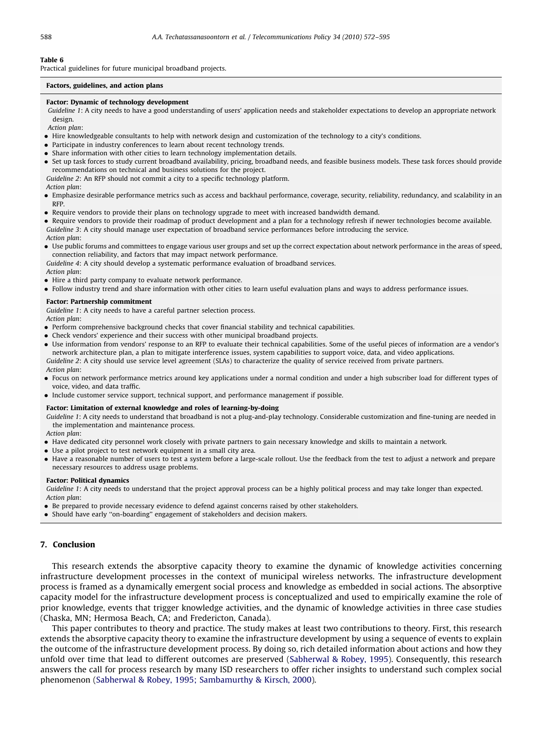**Table 6**
Practical guidelines for future municipal broadband projects.

**Factors, guidelines, and action plans**

**Factor: Dynamic of technology development**

*Guideline 1*: A city needs to have a good understanding of users' application needs and stakeholder expectations to develop an appropriate network design.

*Action plan*:

- Hire knowledgeable consultants to help with network design and customization of the technology to a city's conditions.
- Participate in industry conferences to learn about recent technology trends.
- Share information with other cities to learn technology implementation details.
- Set up task forces to study current broadband availability, pricing, broadband needs, and feasible business models. These task forces should provide recommendations on technical and business solutions for the project.

*Guideline 2*: An RFP should not commit a city to a specific technology platform.

*Action plan*:

- Emphasize desirable performance metrics such as access and backhaul performance, coverage, security, reliability, redundancy, and scalability in an RFP.
- Require vendors to provide their plans on technology upgrade to meet with increased bandwidth demand.
- Require vendors to provide their roadmap of product development and a plan for a technology refresh if newer technologies become available.

*Guideline 3*: A city should manage user expectation of broadband service performances before introducing the service.

*Action plan*:

- Use public forums and committees to engage various user groups and set up the correct expectation about network performance in the areas of speed, connection reliability, and factors that may impact network performance.

*Guideline 4*: A city should develop a systematic performance evaluation of broadband services.

*Action plan*:

- Hire a third party company to evaluate network performance.
- Follow industry trend and share information with other cities to learn useful evaluation plans and ways to address performance issues.

**Factor: Partnership commitment**

*Guideline 1*: A city needs to have a careful partner selection process.

*Action plan*:

- Perform comprehensive background checks that cover financial stability and technical capabilities.
- Check vendors' experience and their success with other municipal broadband projects.
- Use information from vendors' response to an RFP to evaluate their technical capabilities. Some of the useful pieces of information are a vendor's network architecture plan, a plan to mitigate interference issues, system capabilities to support voice, data, and video applications.

*Guideline 2*: A city should use service level agreement (SLAs) to characterize the quality of service received from private partners.

*Action plan*:

- Focus on network performance metrics around key applications under a normal condition and under a high subscriber load for different types of voice, video, and data traffic.
- Include customer service support, technical support, and performance management if possible.

**Factor: Limitation of external knowledge and roles of learning-by-doing**

*Guideline 1*: A city needs to understand that broadband is not a plug-and-play technology. Considerable customization and fine-tuning are needed in the implementation and maintenance process.

*Action plan*:

- Have dedicated city personnel work closely with private partners to gain necessary knowledge and skills to maintain a network.
- Use a pilot project to test network equipment in a small city area.
- Have a reasonable number of users to test a system before a large-scale rollout. Use the feedback from the test to adjust a network and prepare necessary resources to address usage problems.

**Factor: Political dynamics**

*Guideline 1*: A city needs to understand that the project approval process can be a highly political process and may take longer than expected.

*Action plan*:

- Be prepared to provide necessary evidence to defend against concerns raised by other stakeholders.
- Should have early "on-boarding" engagement of stakeholders and decision makers.

## 7. Conclusion

This research extends the absorptive capacity theory to examine the dynamic of knowledge activities concerning infrastructure development processes in the context of municipal wireless networks. The infrastructure development process is framed as a dynamically emergent social process and knowledge as embedded in social actions. The absorptive capacity model for the infrastructure development process is conceptualized and used to empirically examine the role of prior knowledge, events that trigger knowledge activities, and the dynamic of knowledge activities in three case studies (Chaska, MN; Hermosa Beach, CA; and Fredericton, Canada).

This paper contributes to theory and practice. The study makes at least two contributions to theory. First, this research extends the absorptive capacity theory to examine the infrastructure development by using a sequence of events to explain the outcome of the infrastructure development process. By doing so, rich detailed information about actions and how they unfold over time that lead to different outcomes are preserved (Sabherwal & Robey, 1995). Consequently, this research answers the call for process research by many ISD researchers to offer richer insights to understand such complex social phenomenon (Sabherwal & Robey, 1995; Sambamurthy & Kirsch, 2000).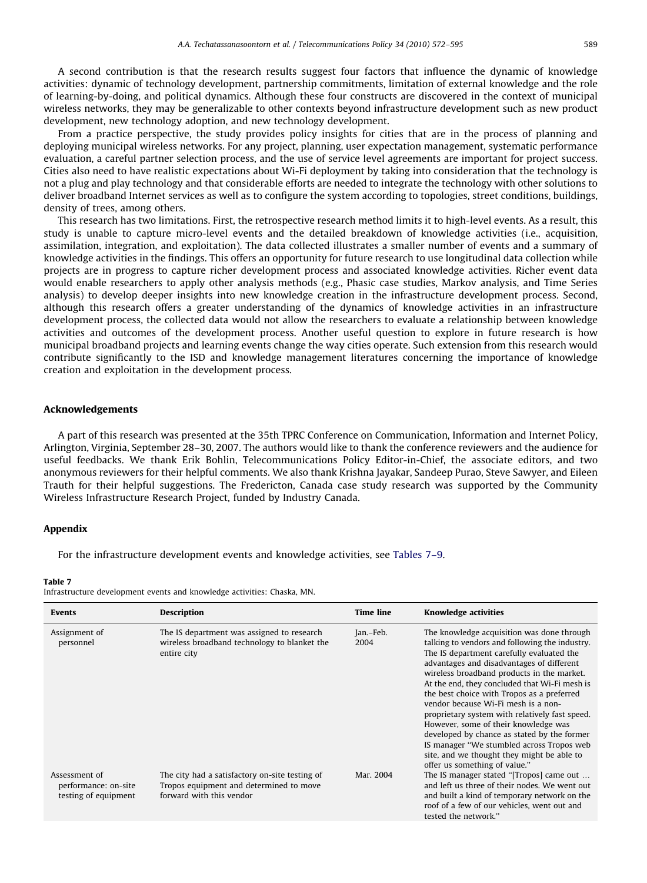A second contribution is that the research results suggest four factors that influence the dynamic of knowledge activities: dynamic of technology development, partnership commitments, limitation of external knowledge and the role of learning-by-doing, and political dynamics. Although these four constructs are discovered in the context of municipal wireless networks, they may be generalizable to other contexts beyond infrastructure development such as new product development, new technology adoption, and new technology development.

From a practice perspective, the study provides policy insights for cities that are in the process of planning and deploying municipal wireless networks. For any project, planning, user expectation management, systematic performance evaluation, a careful partner selection process, and the use of service level agreements are important for project success. Cities also need to have realistic expectations about Wi-Fi deployment by taking into consideration that the technology is not a plug and play technology and that considerable efforts are needed to integrate the technology with other solutions to deliver broadband Internet services as well as to configure the system according to topologies, street conditions, buildings, density of trees, among others.

This research has two limitations. First, the retrospective research method limits it to high-level events. As a result, this study is unable to capture micro-level events and the detailed breakdown of knowledge activities (i.e., acquisition, assimilation, integration, and exploitation). The data collected illustrates a smaller number of events and a summary of knowledge activities in the findings. This offers an opportunity for future research to use longitudinal data collection while projects are in progress to capture richer development process and associated knowledge activities. Richer event data would enable researchers to apply other analysis methods (e.g., Phasic case studies, Markov analysis, and Time Series analysis) to develop deeper insights into new knowledge creation in the infrastructure development process. Second, although this research offers a greater understanding of the dynamics of knowledge activities in an infrastructure development process, the collected data would not allow the researchers to evaluate a relationship between knowledge activities and outcomes of the development process. Another useful question to explore in future research is how municipal broadband projects and learning events change the way cities operate. Such extension from this research would contribute significantly to the ISD and knowledge management literatures concerning the importance of knowledge creation and exploitation in the development process.

## Acknowledgements

A part of this research was presented at the 35th TPRC Conference on Communication, Information and Internet Policy, Arlington, Virginia, September 28–30, 2007. The authors would like to thank the conference reviewers and the audience for useful feedbacks. We thank Erik Bohlin, Telecommunications Policy Editor-in-Chief, the associate editors, and two anonymous reviewers for their helpful comments. We also thank Krishna Jayakar, Sandeep Purao, Steve Sawyer, and Eileen Trauth for their helpful suggestions. The Fredericton, Canada case study research was supported by the Community Wireless Infrastructure Research Project, funded by Industry Canada.

## Appendix

For the infrastructure development events and knowledge activities, see Tables 7–9.

**Table 7**
Infrastructure development events and knowledge activities: Chaska, MN.

| Events | Description | Time line | Knowledge activities |
|---|---|---|---|
| Assignment of personnel | The IS department was assigned to research wireless broadband technology to blanket the entire city | Jan.–Feb. 2004 | The knowledge acquisition was done through talking to vendors and following the industry. The IS department carefully evaluated the advantages and disadvantages of different wireless broadband products in the market. At the end, they concluded that Wi-Fi mesh is the best choice with Tropos as a preferred vendor because Wi-Fi mesh is a non-proprietary system with relatively fast speed. However, some of their knowledge was developed by chance as stated by the former IS manager "We stumbled across Tropos web site, and we thought they might be able to offer us something of value." |
| Assessment of performance: on-site testing of equipment | The city had a satisfactory on-site testing of Tropos equipment and determined to move forward with this vendor | Mar. 2004 | The IS manager stated "[Tropos] came out … and left us three of their nodes. We went out and built a kind of temporary network on the roof of a few of our vehicles, went out and tested the network." |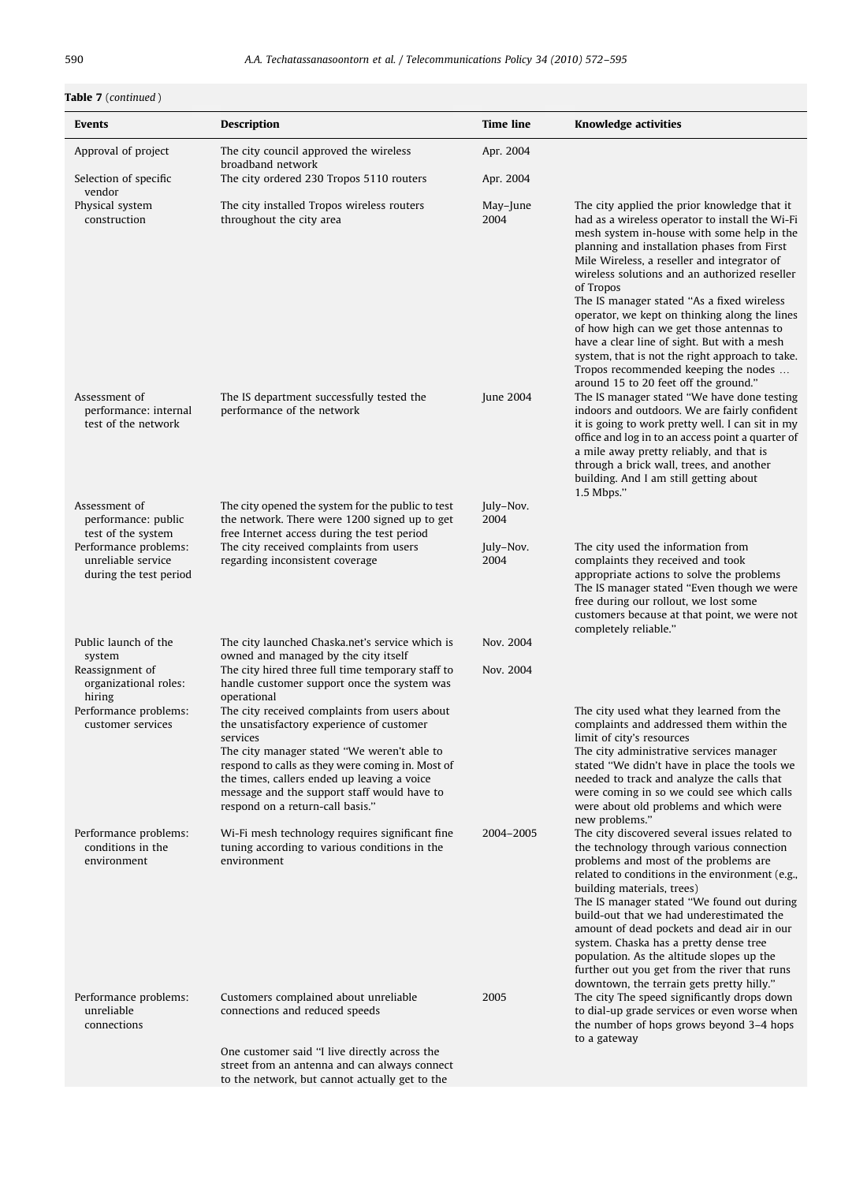**Table 7** (*continued*)

| Events | Description | Time line | Knowledge activities |
|---|---|---|---|
| Approval of project | The city council approved the wireless broadband network | Apr. 2004 | |
| Selection of specific vendor | The city ordered 230 Tropos 5110 routers | Apr. 2004 | |
| Physical system construction | The city installed Tropos wireless routers throughout the city area | May–June 2004 | The city applied the prior knowledge that it had as a wireless operator to install the Wi-Fi mesh system in-house with some help in the planning and installation phases from First Mile Wireless, a reseller and integrator of wireless solutions and an authorized reseller of Tropos<br>The IS manager stated "As a fixed wireless operator, we kept on thinking along the lines of how high can we get those antennas to have a clear line of sight. But with a mesh system, that is not the right approach to take. Tropos recommended keeping the nodes … around 15 to 20 feet off the ground." |
| Assessment of performance: internal test of the network | The IS department successfully tested the performance of the network | June 2004 | The IS manager stated "We have done testing indoors and outdoors. We are fairly confident it is going to work pretty well. I can sit in my office and log in to an access point a quarter of a mile away pretty reliably, and that is through a brick wall, trees, and another building. And I am still getting about 1.5 Mbps." |
| Assessment of performance: public test of the system | The city opened the system for the public to test the network. There were 1200 signed up to get free Internet access during the test period | July–Nov. 2004 | |
| Performance problems: unreliable service during the test period | The city received complaints from users regarding inconsistent coverage | July–Nov. 2004 | The city used the information from complaints they received and took appropriate actions to solve the problems<br>The IS manager stated "Even though we were free during our rollout, we lost some customers because at that point, we were not completely reliable." |
| Public launch of the system | The city launched Chaska.net's service which is owned and managed by the city itself | Nov. 2004 | |
| Reassignment of organizational roles: hiring | The city hired three full time temporary staff to handle customer support once the system was operational | Nov. 2004 | |
| Performance problems: customer services | The city received complaints from users about the unsatisfactory experience of customer services<br>The city manager stated "We weren't able to respond to calls as they were coming in. Most of the times, callers ended up leaving a voice message and the support staff would have to respond on a return-call basis." | | The city used what they learned from the complaints and addressed them within the limit of city's resources<br>The city administrative services manager stated "We didn't have in place the tools we needed to track and analyze the calls that were coming in so we could see which calls were about old problems and which were new problems." |
| Performance problems: conditions in the environment | Wi-Fi mesh technology requires significant fine tuning according to various conditions in the environment | 2004–2005 | The city discovered several issues related to the technology through various connection problems and most of the problems are related to conditions in the environment (e.g., building materials, trees)<br>The IS manager stated "We found out during build-out that we had underestimated the amount of dead pockets and dead air in our system. Chaska has a pretty dense tree population. As the altitude slopes up the further out you get from the river that runs downtown, the terrain gets pretty hilly." |
| Performance problems: unreliable connections | Customers complained about unreliable connections and reduced speeds<br>One customer said "I live directly across the street from an antenna and can always connect to the network, but cannot actually get to the | 2005 | The city The speed significantly drops down to dial-up grade services or even worse when the number of hops grows beyond 3–4 hops to a gateway |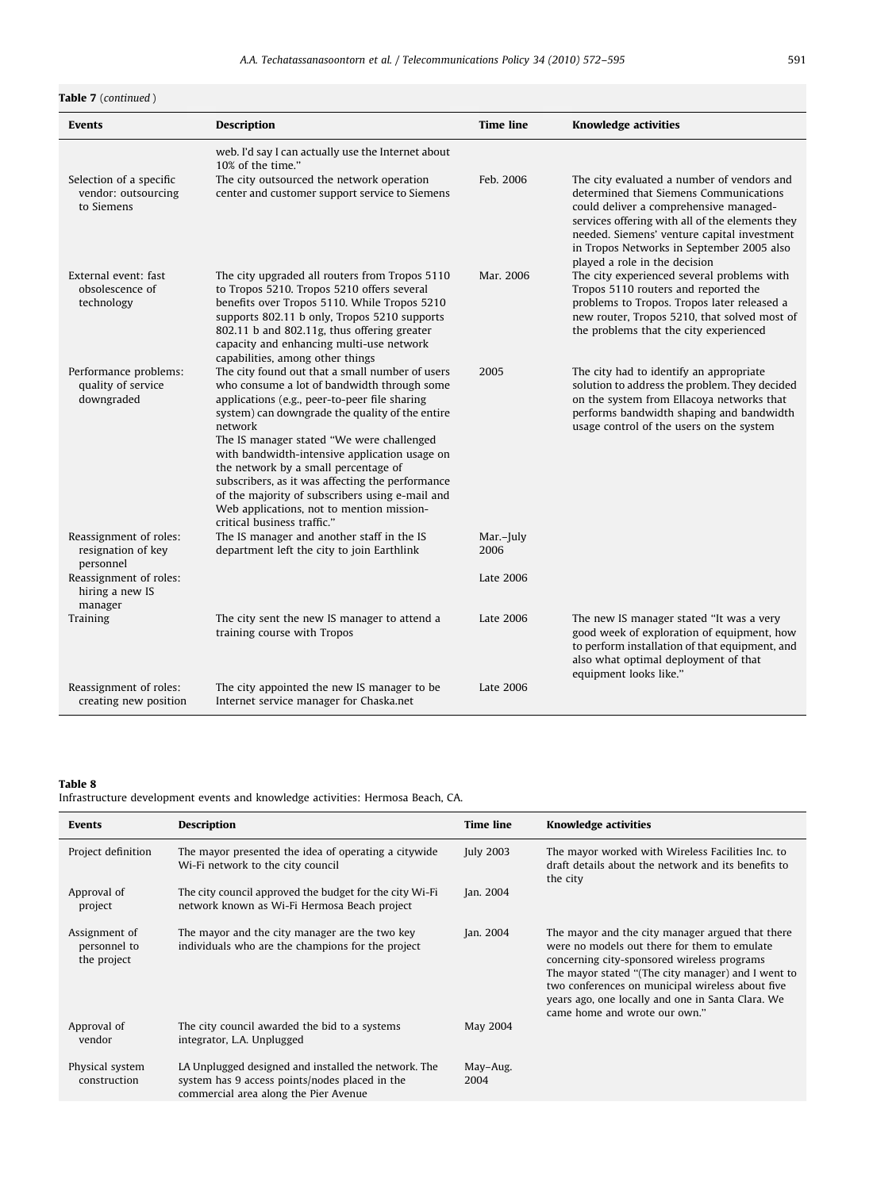**Table 7** (*continued*)

| Events | Description | Time line | Knowledge activities |
|---|---|---|---|
| | web. I'd say I can actually use the Internet about 10% of the time." | | |
| Selection of a specific vendor: outsourcing to Siemens | The city outsourced the network operation center and customer support service to Siemens | Feb. 2006 | The city evaluated a number of vendors and determined that Siemens Communications could deliver a comprehensive managed-services offering with all of the elements they needed. Siemens' venture capital investment in Tropos Networks in September 2005 also played a role in the decision |
| External event: fast obsolescence of technology | The city upgraded all routers from Tropos 5110 to Tropos 5210. Tropos 5210 offers several benefits over Tropos 5110. While Tropos 5210 supports 802.11 b only, Tropos 5210 supports 802.11 b and 802.11g, thus offering greater capacity and enhancing multi-use network capabilities, among other things | Mar. 2006 | The city experienced several problems with Tropos 5110 routers and reported the problems to Tropos. Tropos later released a new router, Tropos 5210, that solved most of the problems that the city experienced |
| Performance problems: quality of service downgraded | The city found out that a small number of users who consume a lot of bandwidth through some applications (e.g., peer-to-peer file sharing system) can downgrade the quality of the entire network<br>The IS manager stated "We were challenged with bandwidth-intensive application usage on the network by a small percentage of subscribers, as it was affecting the performance of the majority of subscribers using e-mail and Web applications, not to mention mission-critical business traffic." | 2005 | The city had to identify an appropriate solution to address the problem. They decided on the system from Ellacoya networks that performs bandwidth shaping and bandwidth usage control of the users on the system |
| Reassignment of roles: resignation of key personnel | The IS manager and another staff in the IS department left the city to join Earthlink | Mar.–July 2006 | |
| Reassignment of roles: hiring a new IS manager | | Late 2006 | |
| Training | The city sent the new IS manager to attend a training course with Tropos | Late 2006 | The new IS manager stated "It was a very good week of exploration of equipment, how to perform installation of that equipment, and also what optimal deployment of that equipment looks like." |
| Reassignment of roles: creating new position | The city appointed the new IS manager to be Internet service manager for Chaska.net | Late 2006 | |

**Table 8**
Infrastructure development events and knowledge activities: Hermosa Beach, CA.

| Events | Description | Time line | Knowledge activities |
|---|---|---|---|
| Project definition | The mayor presented the idea of operating a citywide Wi-Fi network to the city council | July 2003 | The mayor worked with Wireless Facilities Inc. to draft details about the network and its benefits to the city |
| Approval of project | The city council approved the budget for the city Wi-Fi network known as Wi-Fi Hermosa Beach project | Jan. 2004 | |
| Assignment of personnel to the project | The mayor and the city manager are the two key individuals who are the champions for the project | Jan. 2004 | The mayor and the city manager argued that there were no models out there for them to emulate concerning city-sponsored wireless programs<br>The mayor stated "(The city manager) and I went to two conferences on municipal wireless about five years ago, one locally and one in Santa Clara. We came home and wrote our own." |
| Approval of vendor | The city council awarded the bid to a systems integrator, L.A. Unplugged | May 2004 | |
| Physical system construction | LA Unplugged designed and installed the network. The system has 9 access points/nodes placed in the commercial area along the Pier Avenue | May–Aug. 2004 | |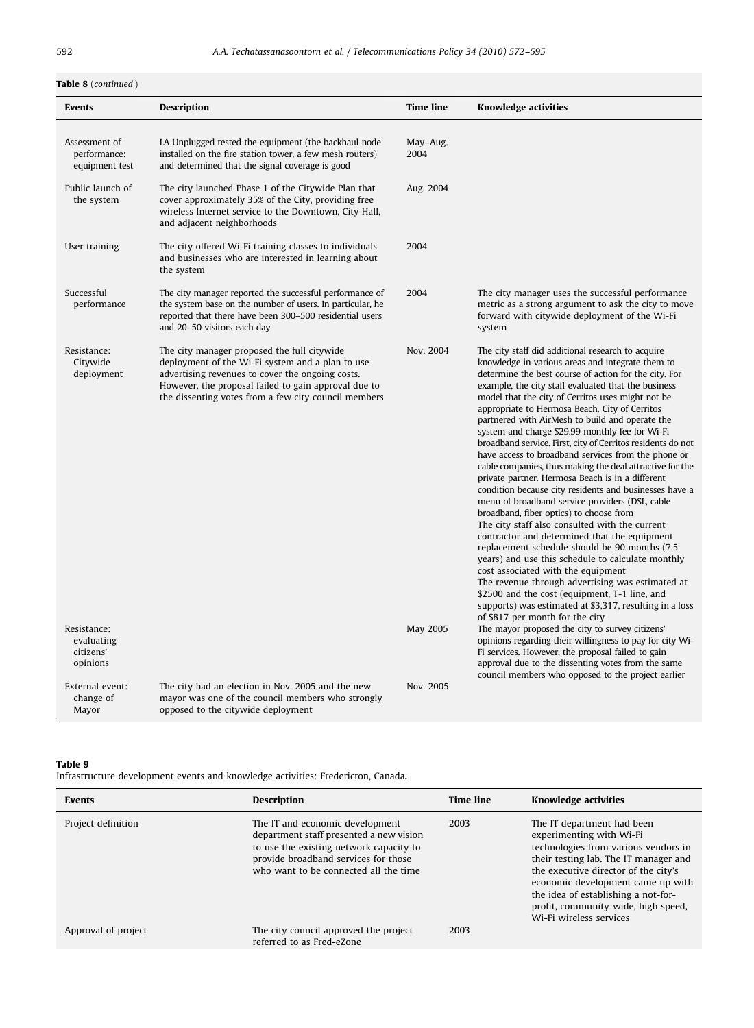**Table 8** (*continued*)

| Events | Description | Time line | Knowledge activities |
|---|---|---|---|
| Assessment of performance: equipment test | LA Unplugged tested the equipment (the backhaul node installed on the fire station tower, a few mesh routers) and determined that the signal coverage is good | May–Aug. 2004 | |
| Public launch of the system | The city launched Phase 1 of the Citywide Plan that cover approximately 35% of the City, providing free wireless Internet service to the Downtown, City Hall, and adjacent neighborhoods | Aug. 2004 | |
| User training | The city offered Wi-Fi training classes to individuals and businesses who are interested in learning about the system | 2004 | |
| Successful performance | The city manager reported the successful performance of the system base on the number of users. In particular, he reported that there have been 300–500 residential users and 20–50 visitors each day | 2004 | The city manager uses the successful performance metric as a strong argument to ask the city to move forward with citywide deployment of the Wi-Fi system |
| Resistance: Citywide deployment | The city manager proposed the full citywide deployment of the Wi-Fi system and a plan to use advertising revenues to cover the ongoing costs. However, the proposal failed to gain approval due to the dissenting votes from a few city council members | Nov. 2004 | The city staff did additional research to acquire knowledge in various areas and integrate them to determine the best course of action for the city. For example, the city staff evaluated that the business model that the city of Cerritos uses might not be appropriate to Hermosa Beach. City of Cerritos partnered with AirMesh to build and operate the system and charge $29.99 monthly fee for Wi-Fi broadband service. First, city of Cerritos residents do not have access to broadband services from the phone or cable companies, thus making the deal attractive for the private partner. Hermosa Beach is in a different condition because city residents and businesses have a menu of broadband service providers (DSL, cable broadband, fiber optics) to choose from<br>The city staff also consulted with the current contractor and determined that the equipment replacement schedule should be 90 months (7.5 years) and use this schedule to calculate monthly cost associated with the equipment<br>The revenue through advertising was estimated at $2500 and the cost (equipment, T-1 line, and supports) was estimated at $3,317, resulting in a loss of $817 per month for the city |
| Resistance: evaluating citizens' opinions | | May 2005 | The mayor proposed the city to survey citizens' opinions regarding their willingness to pay for city Wi-Fi services. However, the proposal failed to gain approval due to the dissenting votes from the same council members who opposed to the project earlier |
| External event: change of Mayor | The city had an election in Nov. 2005 and the new mayor was one of the council members who strongly opposed to the citywide deployment | Nov. 2005 | |

**Table 9**
Infrastructure development events and knowledge activities: Fredericton, Canada.

| Events | Description | Time line | Knowledge activities |
|---|---|---|---|
| Project definition | The IT and economic development department staff presented a new vision to use the existing network capacity to provide broadband services for those who want to be connected all the time | 2003 | The IT department had been experimenting with Wi-Fi technologies from various vendors in their testing lab. The IT manager and the executive director of the city's economic development came up with the idea of establishing a not-for-profit, community-wide, high speed, Wi-Fi wireless services |
| Approval of project | The city council approved the project referred to as Fred-eZone | 2003 | |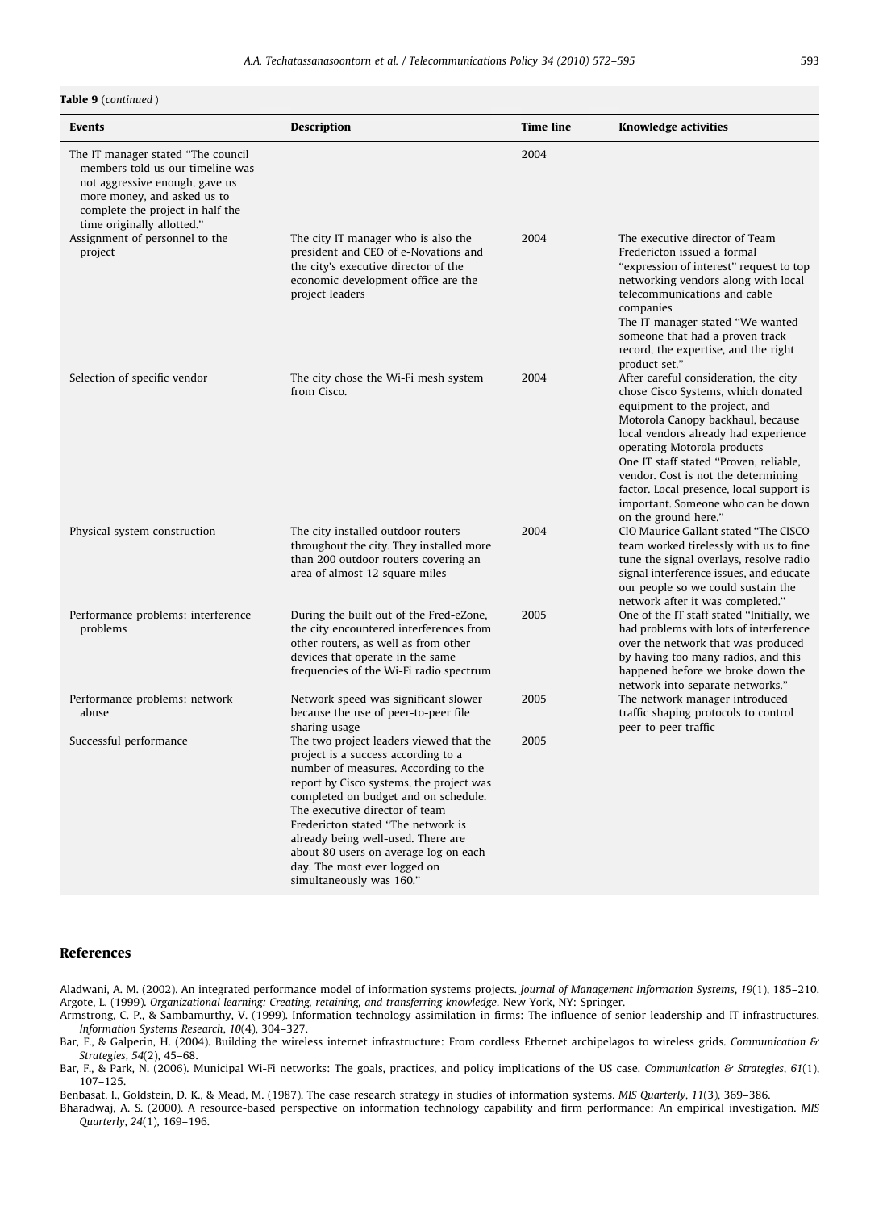**Table 9** (*continued*)

| Events | Description | Time line | Knowledge activities |
|---|---|---|---|
| The IT manager stated "The council members told us our timeline was not aggressive enough, gave us more money, and asked us to complete the project in half the time originally allotted." | | 2004 | |
| Assignment of personnel to the project | The city IT manager who is also the president and CEO of e-Novations and the city's executive director of the economic development office are the project leaders | 2004 | The executive director of Team Fredericton issued a formal "expression of interest" request to top networking vendors along with local telecommunications and cable companies<br>The IT manager stated "We wanted someone that had a proven track record, the expertise, and the right product set." |
| Selection of specific vendor | The city chose the Wi-Fi mesh system from Cisco. | 2004 | After careful consideration, the city chose Cisco Systems, which donated equipment to the project, and Motorola Canopy backhaul, because local vendors already had experience operating Motorola products<br>One IT staff stated "Proven, reliable, vendor. Cost is not the determining factor. Local presence, local support is important. Someone who can be down on the ground here." |
| Physical system construction | The city installed outdoor routers throughout the city. They installed more than 200 outdoor routers covering an area of almost 12 square miles | 2004 | CIO Maurice Gallant stated "The CISCO team worked tirelessly with us to fine tune the signal overlays, resolve radio signal interference issues, and educate our people so we could sustain the network after it was completed." |
| Performance problems: interference problems | During the built out of the Fred-eZone, the city encountered interferences from other routers, as well as from other devices that operate in the same frequencies of the Wi-Fi radio spectrum | 2005 | One of the IT staff stated "Initially, we had problems with lots of interference over the network that was produced by having too many radios, and this happened before we broke down the network into separate networks." |
| Performance problems: network abuse | Network speed was significant slower because the use of peer-to-peer file sharing usage | 2005 | The network manager introduced traffic shaping protocols to control peer-to-peer traffic |
| Successful performance | The two project leaders viewed that the project is a success according to a number of measures. According to the report by Cisco systems, the project was completed on budget and on schedule. The executive director of team Fredericton stated "The network is already being well-used. There are about 80 users on average log on each day. The most ever logged on simultaneously was 160." | 2005 | |

## References

Aladwani, A. M. (2002). An integrated performance model of information systems projects. *Journal of Management Information Systems*, *19*(1), 185–210.

Argote, L. (1999). *Organizational learning: Creating, retaining, and transferring knowledge*. New York, NY: Springer.

Armstrong, C. P., & Sambamurthy, V. (1999). Information technology assimilation in firms: The influence of senior leadership and IT infrastructures. *Information Systems Research*, *10*(4), 304–327.

Bar, F., & Galperin, H. (2004). Building the wireless internet infrastructure: From cordless Ethernet archipelagos to wireless grids. *Communication & Strategies*, *54*(2), 45–68.

Bar, F., & Park, N. (2006). Municipal Wi-Fi networks: The goals, practices, and policy implications of the US case. *Communication & Strategies*, *61*(1), 107–125.

Benbasat, I., Goldstein, D. K., & Mead, M. (1987). The case research strategy in studies of information systems. *MIS Quarterly*, *11*(3), 369–386.

Bharadwaj, A. S. (2000). A resource-based perspective on information technology capability and firm performance: An empirical investigation. *MIS Quarterly*, *24*(1), 169–196.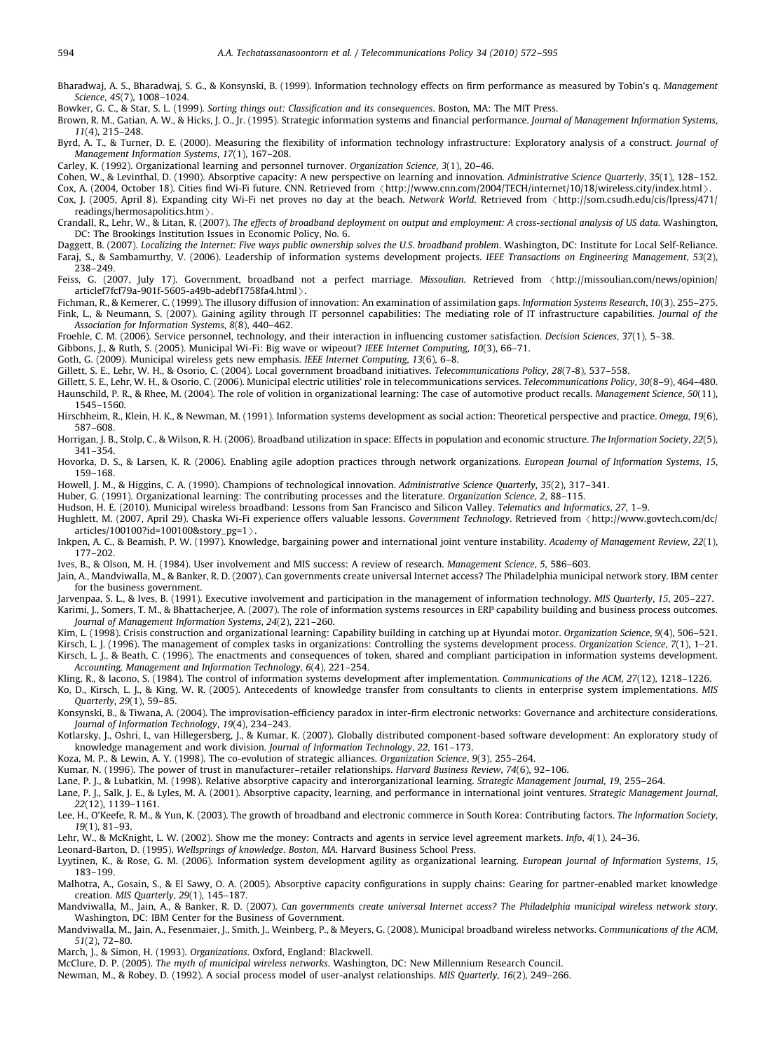Bharadwaj, A. S., Bharadwaj, S. G., & Konsynski, B. (1999). Information technology effects on firm performance as measured by Tobin's q. *Management Science*, *45*(7), 1008–1024.

Bowker, G. C., & Star, S. L. (1999). *Sorting things out: Classification and its consequences*. Boston, MA: The MIT Press.

Brown, R. M., Gatian, A. W., & Hicks, J. O., Jr. (1995). Strategic information systems and financial performance. *Journal of Management Information Systems*, *11*(4), 215–248.

Byrd, A. T., & Turner, D. E. (2000). Measuring the flexibility of information technology infrastructure: Exploratory analysis of a construct. *Journal of Management Information Systems*, *17*(1), 167–208.

Carley, K. (1992). Organizational learning and personnel turnover. *Organization Science*, *3*(1), 20–46.

Cohen, W., & Levinthal, D. (1990). Absorptive capacity: A new perspective on learning and innovation. *Administrative Science Quarterly*, *35*(1), 128–152.

Cox, A. (2004, October 18). Cities find Wi-Fi future. CNN. Retrieved from 〈http://www.cnn.com/2004/TECH/internet/10/18/wireless.city/index.html〉.

Cox, J. (2005, April 8). Expanding city Wi-Fi net proves no day at the beach. *Network World*. Retrieved from 〈http://som.csudh.edu/cis/lpress/471/readings/hermosapolitics.htm〉.

Crandall, R., Lehr, W., & Litan, R. (2007). *The effects of broadband deployment on output and employment: A cross-sectional analysis of US data*. Washington, DC: The Brookings Institution Issues in Economic Policy, No. 6.

Daggett, B. (2007). *Localizing the Internet: Five ways public ownership solves the U.S. broadband problem*. Washington, DC: Institute for Local Self-Reliance.

Faraj, S., & Sambamurthy, V. (2006). Leadership of information systems development projects. *IEEE Transactions on Engineering Management*, *53*(2), 238–249.

Feiss, G. (2007, July 17). Government, broadband not a perfect marriage. *Missoulian*. Retrieved from 〈http://missoulian.com/news/opinion/articlef7fcf79a-901f-5605-a49b-adebf1758fa4.html〉.

Fichman, R., & Kemerer, C. (1999). The illusory diffusion of innovation: An examination of assimilation gaps. *Information Systems Research*, *10*(3), 255–275.

Fink, L., & Neumann, S. (2007). Gaining agility through IT personnel capabilities: The mediating role of IT infrastructure capabilities. *Journal of the Association for Information Systems*, *8*(8), 440–462.

Froehle, C. M. (2006). Service personnel, technology, and their interaction in influencing customer satisfaction. *Decision Sciences*, *37*(1), 5–38.

Gibbons, J., & Ruth, S. (2005). Municipal Wi-Fi: Big wave or wipeout? *IEEE Internet Computing*, *10*(3), 66–71.

Goth, G. (2009). Municipal wireless gets new emphasis. *IEEE Internet Computing*, *13*(6), 6–8.

Gillett, S. E., Lehr, W. H., & Osorio, C. (2004). Local government broadband initiatives. *Telecommunications Policy*, *28*(7-8), 537–558.

Gillett, S. E., Lehr, W. H., & Osorio, C. (2006). Municipal electric utilities' role in telecommunications services. *Telecommunications Policy*, *30*(8–9), 464–480.

Haunschild, P. R., & Rhee, M. (2004). The role of volition in organizational learning: The case of automotive product recalls. *Management Science*, *50*(11), 1545–1560.

Hirschheim, R., Klein, H. K., & Newman, M. (1991). Information systems development as social action: Theoretical perspective and practice. *Omega*, *19*(6), 587–608.

Horrigan, J. B., Stolp, C., & Wilson, R. H. (2006). Broadband utilization in space: Effects in population and economic structure. *The Information Society*, *22*(5), 341–354.

Hovorka, D. S., & Larsen, K. R. (2006). Enabling agile adoption practices through network organizations. *European Journal of Information Systems*, *15*, 159–168.

Howell, J. M., & Higgins, C. A. (1990). Champions of technological innovation. *Administrative Science Quarterly*, *35*(2), 317–341.

Huber, G. (1991). Organizational learning: The contributing processes and the literature. *Organization Science*, *2*, 88–115.

Hudson, H. E. (2010). Municipal wireless broadband: Lessons from San Francisco and Silicon Valley. *Telematics and Informatics*, *27*, 1–9.

Hughlett, M. (2007, April 29). Chaska Wi-Fi experience offers valuable lessons. *Government Technology*. Retrieved from 〈http://www.govtech.com/dc/articles/100100?id=100100&story_pg=1〉.

Inkpen, A. C., & Beamish, P. W. (1997). Knowledge, bargaining power and international joint venture instability. *Academy of Management Review*, *22*(1), 177–202.

Ives, B., & Olson, M. H. (1984). User involvement and MIS success: A review of research. *Management Science*, *5*, 586–603.

Jain, A., Mandviwalla, M., & Banker, R. D. (2007). Can governments create universal Internet access? The Philadelphia municipal network story. IBM center for the business government.

Jarvenpaa, S. L., & Ives, B. (1991). Executive involvement and participation in the management of information technology. *MIS Quarterly*, *15*, 205–227.

Karimi, J., Somers, T. M., & Bhattacherjee, A. (2007). The role of information systems resources in ERP capability building and business process outcomes. *Journal of Management Information Systems*, *24*(2), 221–260.

Kim, L. (1998). Crisis construction and organizational learning: Capability building in catching up at Hyundai motor. *Organization Science*, *9*(4), 506–521.

Kirsch, L. J. (1996). The management of complex tasks in organizations: Controlling the systems development process. *Organization Science*, *7*(1), 1–21.

Kirsch, L. J., & Beath, C. (1996). The enactments and consequences of token, shared and compliant participation in information systems development. *Accounting, Management and Information Technology*, *6*(4), 221–254.

Kling, R., & Iacono, S. (1984). The control of information systems development after implementation. *Communications of the ACM*, *27*(12), 1218–1226.

Ko, D., Kirsch, L. J., & King, W. R. (2005). Antecedents of knowledge transfer from consultants to clients in enterprise system implementations. *MIS Quarterly*, *29*(1), 59–85.

Konsynski, B., & Tiwana, A. (2004). The improvisation-efficiency paradox in inter-firm electronic networks: Governance and architecture considerations. *Journal of Information Technology*, *19*(4), 234–243.

Kotlarsky, J., Oshri, I., van Hillegersberg, J., & Kumar, K. (2007). Globally distributed component-based software development: An exploratory study of knowledge management and work division. *Journal of Information Technology*, *22*, 161–173.

Koza, M. P., & Lewin, A. Y. (1998). The co-evolution of strategic alliances. *Organization Science*, *9*(3), 255–264.

Kumar, N. (1996). The power of trust in manufacturer–retailer relationships. *Harvard Business Review*, *74*(6), 92–106.

Lane, P. J., & Lubatkin, M. (1998). Relative absorptive capacity and interorganizational learning. *Strategic Management Journal*, *19*, 255–264.

Lane, P. J., Salk, J. E., & Lyles, M. A. (2001). Absorptive capacity, learning, and performance in international joint ventures. *Strategic Management Journal*, *22*(12), 1139–1161.

Lee, H., O'Keefe, R. M., & Yun, K. (2003). The growth of broadband and electronic commerce in South Korea: Contributing factors. *The Information Society*, *19*(1), 81–93.

Lehr, W., & McKnight, L. W. (2002). Show me the money: Contracts and agents in service level agreement markets. *Info*, *4*(1), 24–36.

Leonard-Barton, D. (1995). *Wellsprings of knowledge. Boston, MA.* Harvard Business School Press.

Lyytinen, K., & Rose, G. M. (2006). Information system development agility as organizational learning. *European Journal of Information Systems*, *15*, 183–199.

Malhotra, A., Gosain, S., & El Sawy, O. A. (2005). Absorptive capacity configurations in supply chains: Gearing for partner-enabled market knowledge creation. *MIS Quarterly*, *29*(1), 145–187.

Mandviwalla, M., Jain, A., & Banker, R. D. (2007). *Can governments create universal Internet access? The Philadelphia municipal wireless network story*. Washington, DC: IBM Center for the Business of Government.

Mandviwalla, M., Jain, A., Fesenmaier, J., Smith, J., Weinberg, P., & Meyers, G. (2008). Municipal broadband wireless networks. *Communications of the ACM*, *51*(2), 72–80.

March, J., & Simon, H. (1993). *Organizations*. Oxford, England: Blackwell.

McClure, D. P. (2005). *The myth of municipal wireless networks*. Washington, DC: New Millennium Research Council.

Newman, M., & Robey, D. (1992). A social process model of user-analyst relationships. *MIS Quarterly*, *16*(2), 249–266.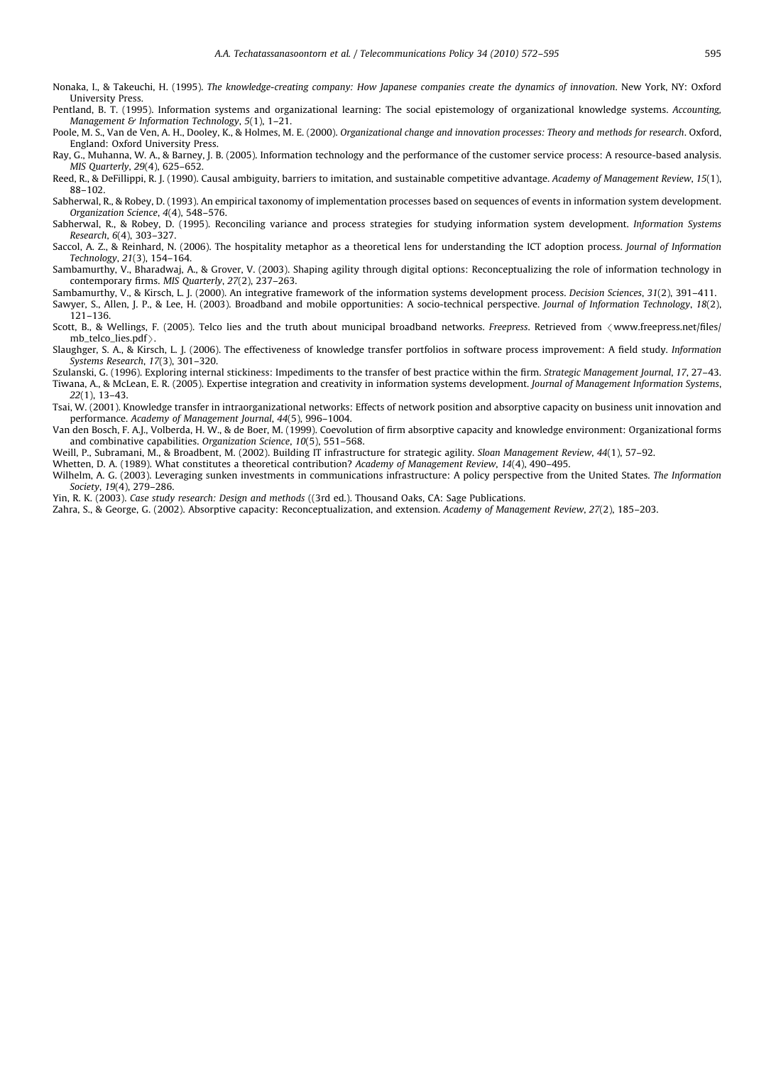Nonaka, I., & Takeuchi, H. (1995). *The knowledge-creating company: How Japanese companies create the dynamics of innovation*. New York, NY: Oxford University Press.

Pentland, B. T. (1995). Information systems and organizational learning: The social epistemology of organizational knowledge systems. *Accounting, Management & Information Technology*, *5*(1), 1–21.

Poole, M. S., Van de Ven, A. H., Dooley, K., & Holmes, M. E. (2000). *Organizational change and innovation processes: Theory and methods for research*. Oxford, England: Oxford University Press.

Ray, G., Muhanna, W. A., & Barney, J. B. (2005). Information technology and the performance of the customer service process: A resource-based analysis. *MIS Quarterly*, *29*(4), 625–652.

Reed, R., & DeFillippi, R. J. (1990). Causal ambiguity, barriers to imitation, and sustainable competitive advantage. *Academy of Management Review*, *15*(1), 88–102.

Sabherwal, R., & Robey, D. (1993). An empirical taxonomy of implementation processes based on sequences of events in information system development. *Organization Science*, *4*(4), 548–576.

Sabherwal, R., & Robey, D. (1995). Reconciling variance and process strategies for studying information system development. *Information Systems Research*, *6*(4), 303–327.

Saccol, A. Z., & Reinhard, N. (2006). The hospitality metaphor as a theoretical lens for understanding the ICT adoption process. *Journal of Information Technology*, *21*(3), 154–164.

Sambamurthy, V., Bharadwaj, A., & Grover, V. (2003). Shaping agility through digital options: Reconceptualizing the role of information technology in contemporary firms. *MIS Quarterly*, *27*(2), 237–263.

Sambamurthy, V., & Kirsch, L. J. (2000). An integrative framework of the information systems development process. *Decision Sciences*, *31*(2), 391–411.

Sawyer, S., Allen, J. P., & Lee, H. (2003). Broadband and mobile opportunities: A socio-technical perspective. *Journal of Information Technology*, *18*(2), 121–136.

Scott, B., & Wellings, F. (2005). Telco lies and the truth about municipal broadband networks. *Freepress*. Retrieved from ⟨www.freepress.net/files/mb_telco_lies.pdf⟩.

Slaughger, S. A., & Kirsch, L. J. (2006). The effectiveness of knowledge transfer portfolios in software process improvement: A field study. *Information Systems Research*, *17*(3), 301–320.

Szulanski, G. (1996). Exploring internal stickiness: Impediments to the transfer of best practice within the firm. *Strategic Management Journal*, *17*, 27–43.

Tiwana, A., & McLean, E. R. (2005). Expertise integration and creativity in information systems development. *Journal of Management Information Systems*, *22*(1), 13–43.

Tsai, W. (2001). Knowledge transfer in intraorganizational networks: Effects of network position and absorptive capacity on business unit innovation and performance. *Academy of Management Journal*, *44*(5), 996–1004.

Van den Bosch, F. A.J., Volberda, H. W., & de Boer, M. (1999). Coevolution of firm absorptive capacity and knowledge environment: Organizational forms and combinative capabilities. *Organization Science*, *10*(5), 551–568.

Weill, P., Subramani, M., & Broadbent, M. (2002). Building IT infrastructure for strategic agility. *Sloan Management Review*, *44*(1), 57–92.

Whetten, D. A. (1989). What constitutes a theoretical contribution? *Academy of Management Review*, *14*(4), 490–495.

Wilhelm, A. G. (2003). Leveraging sunken investments in communications infrastructure: A policy perspective from the United States. *The Information Society*, *19*(4), 279–286.

Yin, R. K. (2003). *Case study research: Design and methods* ((3rd ed.). Thousand Oaks, CA: Sage Publications.

Zahra, S., & George, G. (2002). Absorptive capacity: Reconceptualization, and extension. *Academy of Management Review*, *27*(2), 185–203.